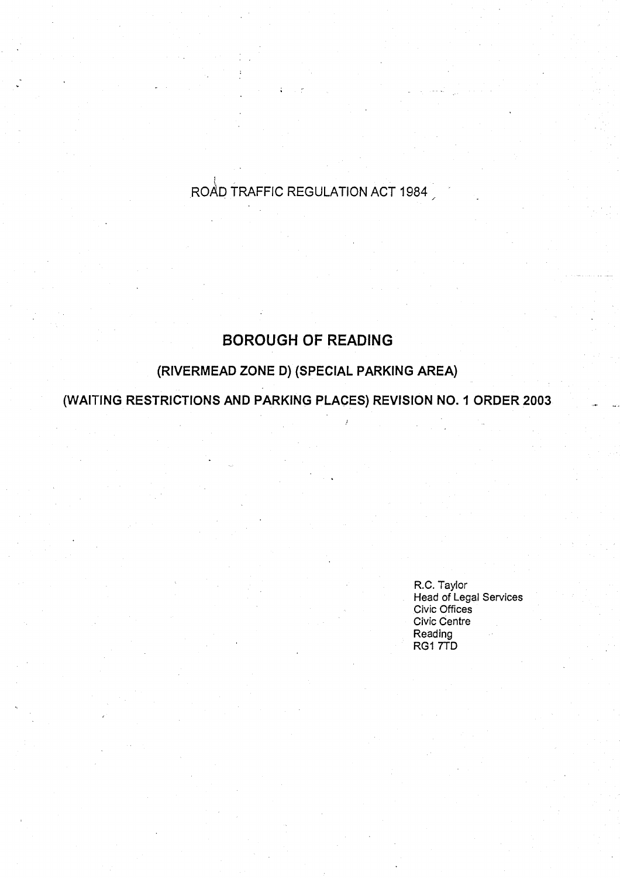ROAD TRAFFIC REGULATION ACT 1984

# BOROUGH OF READING

## (RIVERMEAD ZONE D) (SPECIAL PARKING AREA)

## (WAITING RESTRICTIONS AND PARKING PLACES) REVISION NO. 1 ORDER 2003

R.C. Taylor
Head of Legal Services
Civic Offices
Civic Centre
Reading
RG1 7TD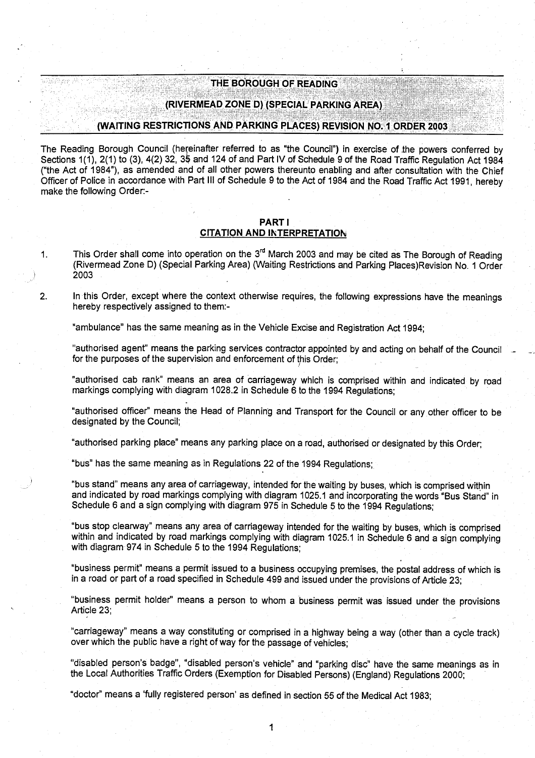# THE BOROUGH OF READING

## (RIVERMEAD ZONE D) (SPECIAL PARKING AREA)

## (WAITING RESTRICTIONS AND PARKING PLACES) REVISION NO. 1 ORDER 2003

The Reading Borough Council (hereinafter referred to as "the Council") in exercise of the powers conferred by Sections 1(1), 2(1) to (3), 4(2) 32, 35 and 124 of and Part IV of Schedule 9 of the Road Traffic Regulation Act 1984 ("the Act of 1984"), as amended and of all other powers thereunto enabling and after consultation with the Chief Officer of Police in accordance with Part III of Schedule 9 to the Act of 1984 and the Road Traffic Act 1991, hereby make the following Order:-

### PART I
### CITATION AND INTERPRETATION

1. This Order shall come into operation on the 3rd March 2003 and may be cited as The Borough of Reading (Rivermead Zone D) (Special Parking Area) (Waiting Restrictions and Parking Places)Revision No. 1 Order 2003

2. In this Order, except where the context otherwise requires, the following expressions have the meanings hereby respectively assigned to them:-

   "ambulance" has the same meaning as in the Vehicle Excise and Registration Act 1994;

   "authorised agent" means the parking services contractor appointed by and acting on behalf of the Council for the purposes of the supervision and enforcement of this Order;

   "authorised cab rank" means an area of carriageway which is comprised within and indicated by road markings complying with diagram 1028.2 in Schedule 6 to the 1994 Regulations;

   "authorised officer" means the Head of Planning and Transport for the Council or any other officer to be designated by the Council;

   "authorised parking place" means any parking place on a road, authorised or designated by this Order;

   "bus" has the same meaning as in Regulations 22 of the 1994 Regulations;

   "bus stand" means any area of carriageway, intended for the waiting by buses, which is comprised within and indicated by road markings complying with diagram 1025.1 and incorporating the words "Bus Stand" in Schedule 6 and a sign complying with diagram 975 in Schedule 5 to the 1994 Regulations;

   "bus stop clearway" means any area of carriageway intended for the waiting by buses, which is comprised within and indicated by road markings complying with diagram 1025.1 in Schedule 6 and a sign complying with diagram 974 in Schedule 5 to the 1994 Regulations;

   "business permit" means a permit issued to a business occupying premises, the postal address of which is in a road or part of a road specified in Schedule 499 and issued under the provisions of Article 23;

   "business permit holder" means a person to whom a business permit was issued under the provisions Article 23;

   "carriageway" means a way constituting or comprised in a highway being a way (other than a cycle track) over which the public have a right of way for the passage of vehicles;

   "disabled person's badge", "disabled person's vehicle" and "parking disc" have the same meanings as in the Local Authorities Traffic Orders (Exemption for Disabled Persons) (England) Regulations 2000;

   "doctor" means a 'fully registered person' as defined in section 55 of the Medical Act 1983;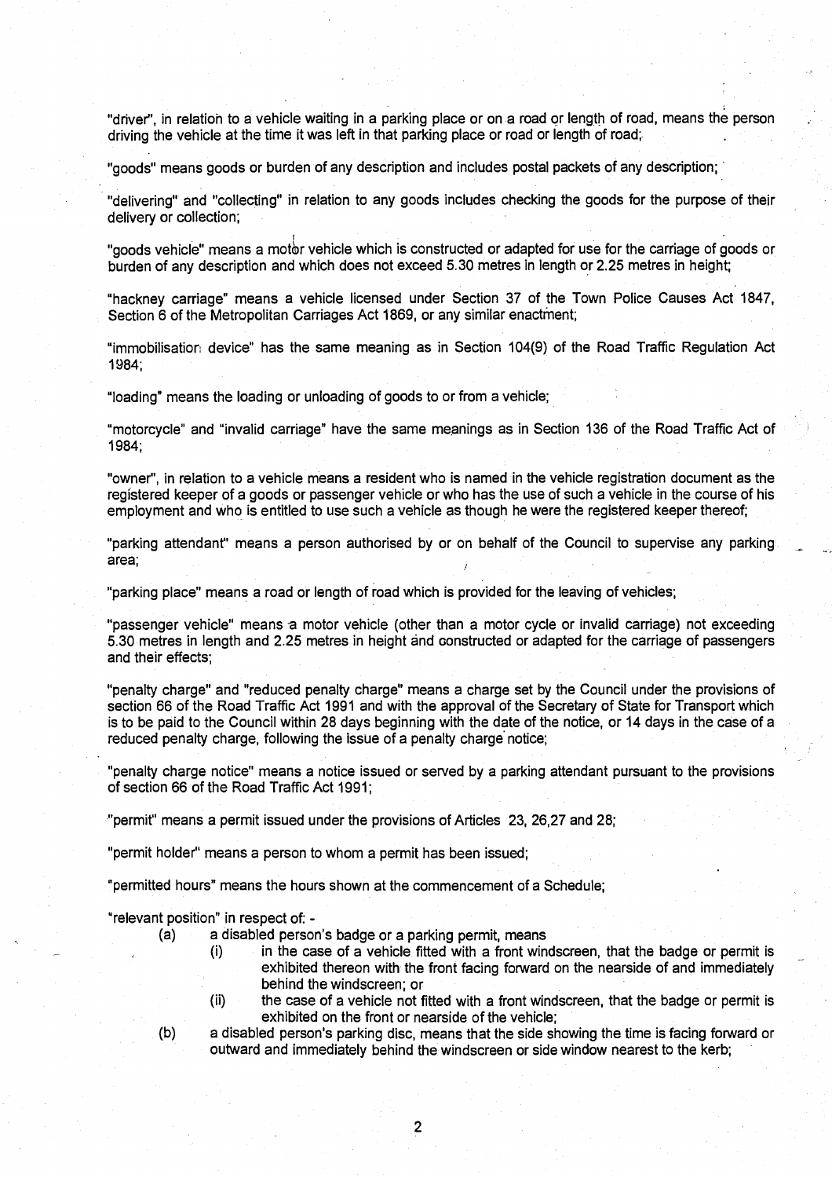"driver", in relation to a vehicle waiting in a parking place or on a road or length of road, means the person driving the vehicle at the time it was left in that parking place or road or length of road;

"goods" means goods or burden of any description and includes postal packets of any description;

"delivering" and "collecting" in relation to any goods includes checking the goods for the purpose of their delivery or collection;

"goods vehicle" means a motor vehicle which is constructed or adapted for use for the carriage of goods or burden of any description and which does not exceed 5.30 metres in length or 2.25 metres in height;

"hackney carriage" means a vehicle licensed under Section 37 of the Town Police Causes Act 1847, Section 6 of the Metropolitan Carriages Act 1869, or any similar enactment;

"immobilisation device" has the same meaning as in Section 104(9) of the Road Traffic Regulation Act 1984;

"loading" means the loading or unloading of goods to or from a vehicle;

"motorcycle" and "invalid carriage" have the same meanings as in Section 136 of the Road Traffic Act of 1984;

"owner", in relation to a vehicle means a resident who is named in the vehicle registration document as the registered keeper of a goods or passenger vehicle or who has the use of such a vehicle in the course of his employment and who is entitled to use such a vehicle as though he were the registered keeper thereof;

"parking attendant" means a person authorised by or on behalf of the Council to supervise any parking area;

"parking place" means a road or length of road which is provided for the leaving of vehicles;

"passenger vehicle" means a motor vehicle (other than a motor cycle or invalid carriage) not exceeding 5.30 metres in length and 2.25 metres in height and constructed or adapted for the carriage of passengers and their effects;

"penalty charge" and "reduced penalty charge" means a charge set by the Council under the provisions of section 66 of the Road Traffic Act 1991 and with the approval of the Secretary of State for Transport which is to be paid to the Council within 28 days beginning with the date of the notice, or 14 days in the case of a reduced penalty charge, following the issue of a penalty charge notice;

"penalty charge notice" means a notice issued or served by a parking attendant pursuant to the provisions of section 66 of the Road Traffic Act 1991;

"permit" means a permit issued under the provisions of Articles 23, 26,27 and 28;

"permit holder" means a person to whom a permit has been issued;

"permitted hours" means the hours shown at the commencement of a Schedule;

"relevant position" in respect of: -

- (a) a disabled person's badge or a parking permit, means
  - (i) in the case of a vehicle fitted with a front windscreen, that the badge or permit is exhibited thereon with the front facing forward on the nearside of and immediately behind the windscreen; or
  - (ii) the case of a vehicle not fitted with a front windscreen, that the badge or permit is exhibited on the front or nearside of the vehicle;
- (b) a disabled person's parking disc, means that the side showing the time is facing forward or outward and immediately behind the windscreen or side window nearest to the kerb;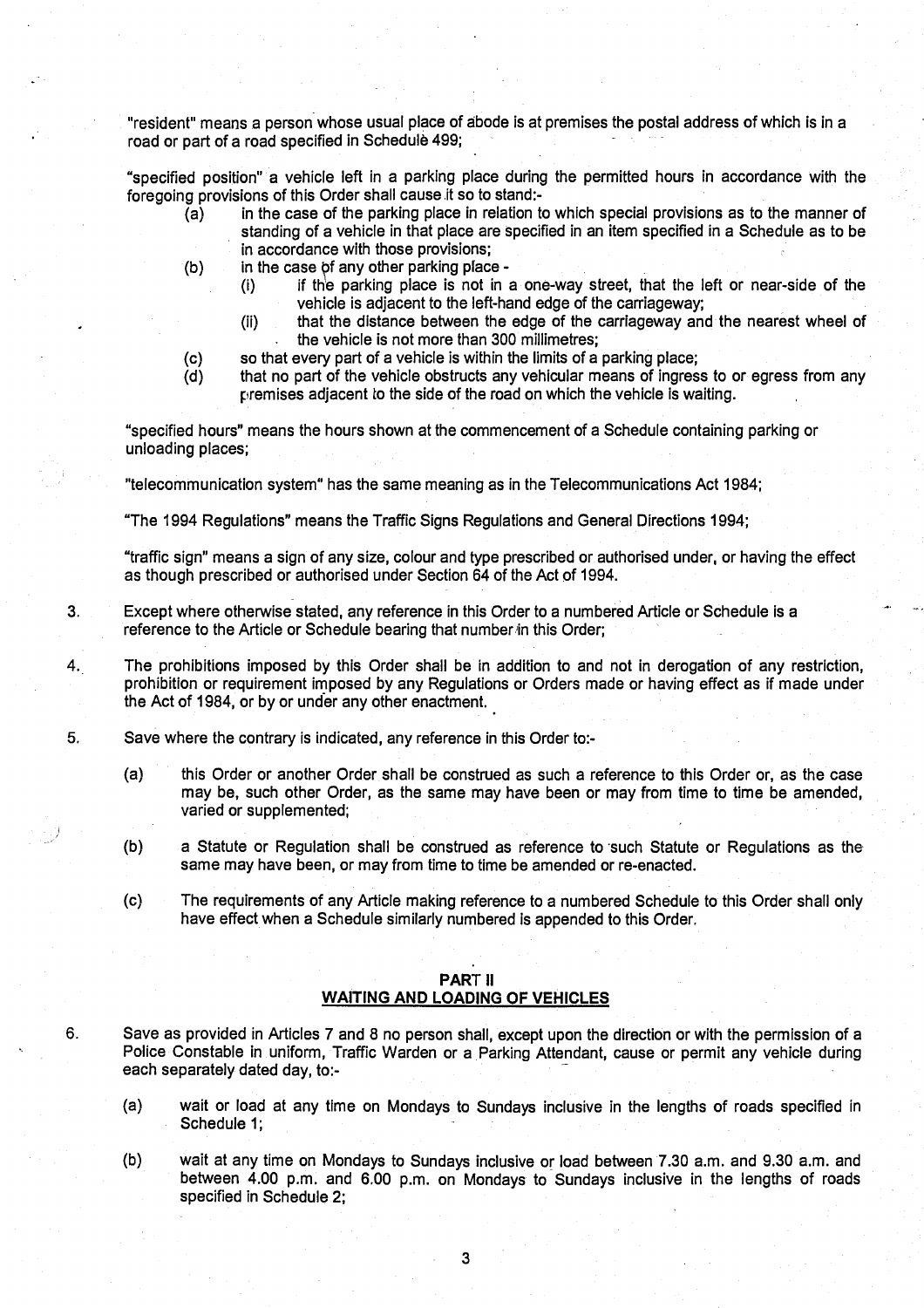"resident" means a person whose usual place of abode is at premises the postal address of which is in a road or part of a road specified in Schedule 499;

"specified position" a vehicle left in a parking place during the permitted hours in accordance with the foregoing provisions of this Order shall cause it so to stand:-

- (a) in the case of the parking place in relation to which special provisions as to the manner of standing of a vehicle in that place are specified in an item specified in a Schedule as to be in accordance with those provisions;
- (b) in the case of any other parking place -
  - (i) if the parking place is not in a one-way street, that the left or near-side of the vehicle is adjacent to the left-hand edge of the carriageway;
  - (ii) that the distance between the edge of the carriageway and the nearest wheel of the vehicle is not more than 300 millimetres;
- (c) so that every part of a vehicle is within the limits of a parking place;
- (d) that no part of the vehicle obstructs any vehicular means of ingress to or egress from any premises adjacent to the side of the road on which the vehicle is waiting.

"specified hours" means the hours shown at the commencement of a Schedule containing parking or unloading places;

"telecommunication system" has the same meaning as in the Telecommunications Act 1984;

"The 1994 Regulations" means the Traffic Signs Regulations and General Directions 1994;

"traffic sign" means a sign of any size, colour and type prescribed or authorised under, or having the effect as though prescribed or authorised under Section 64 of the Act of 1994.

3. Except where otherwise stated, any reference in this Order to a numbered Article or Schedule is a reference to the Article or Schedule bearing that number in this Order;

4. The prohibitions imposed by this Order shall be in addition to and not in derogation of any restriction, prohibition or requirement imposed by any Regulations or Orders made or having effect as if made under the Act of 1984, or by or under any other enactment.

5. Save where the contrary is indicated, any reference in this Order to:-

   (a) this Order or another Order shall be construed as such a reference to this Order or, as the case may be, such other Order, as the same may have been or may from time to time be amended, varied or supplemented;

   (b) a Statute or Regulation shall be construed as reference to such Statute or Regulations as the same may have been, or may from time to time be amended or re-enacted.

   (c) The requirements of any Article making reference to a numbered Schedule to this Order shall only have effect when a Schedule similarly numbered is appended to this Order.

## PART II
## WAITING AND LOADING OF VEHICLES

6. Save as provided in Articles 7 and 8 no person shall, except upon the direction or with the permission of a Police Constable in uniform, Traffic Warden or a Parking Attendant, cause or permit any vehicle during each separately dated day, to:-

   (a) wait or load at any time on Mondays to Sundays inclusive in the lengths of roads specified in Schedule 1;

   (b) wait at any time on Mondays to Sundays inclusive or load between 7.30 a.m. and 9.30 a.m. and between 4.00 p.m. and 6.00 p.m. on Mondays to Sundays inclusive in the lengths of roads specified in Schedule 2;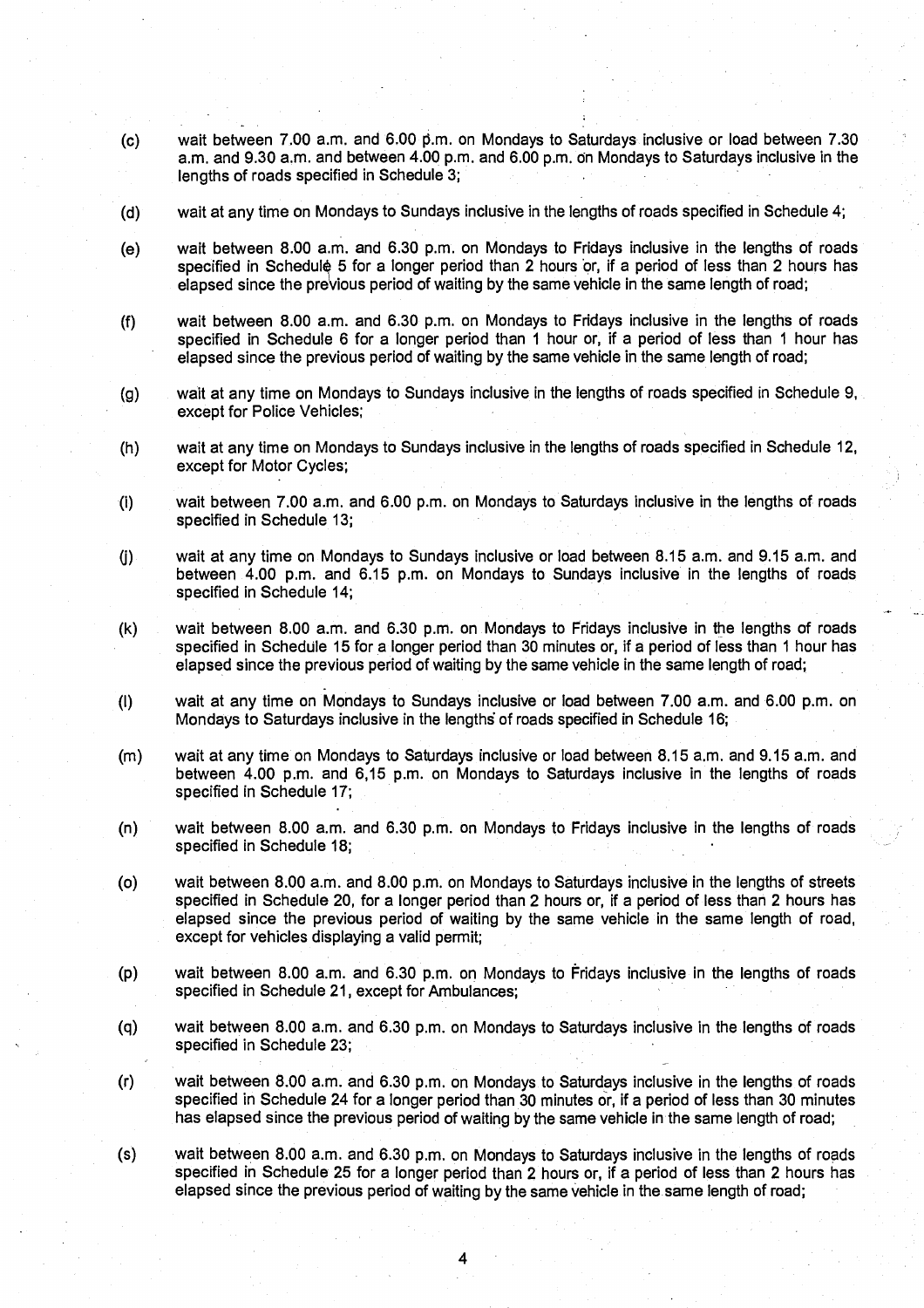(c) wait between 7.00 a.m. and 6.00 p.m. on Mondays to Saturdays inclusive or load between 7.30 a.m. and 9.30 a.m. and between 4.00 p.m. and 6.00 p.m. on Mondays to Saturdays inclusive in the lengths of roads specified in Schedule 3;

(d) wait at any time on Mondays to Sundays inclusive in the lengths of roads specified in Schedule 4;

(e) wait between 8.00 a.m. and 6.30 p.m. on Mondays to Fridays inclusive in the lengths of roads specified in Schedule 5 for a longer period than 2 hours or, if a period of less than 2 hours has elapsed since the previous period of waiting by the same vehicle in the same length of road;

(f) wait between 8.00 a.m. and 6.30 p.m. on Mondays to Fridays inclusive in the lengths of roads specified in Schedule 6 for a longer period than 1 hour or, if a period of less than 1 hour has elapsed since the previous period of waiting by the same vehicle in the same length of road;

(g) wait at any time on Mondays to Sundays inclusive in the lengths of roads specified in Schedule 9, except for Police Vehicles;

(h) wait at any time on Mondays to Sundays inclusive in the lengths of roads specified in Schedule 12, except for Motor Cycles;

(i) wait between 7.00 a.m. and 6.00 p.m. on Mondays to Saturdays inclusive in the lengths of roads specified in Schedule 13;

(j) wait at any time on Mondays to Sundays inclusive or load between 8.15 a.m. and 9.15 a.m. and between 4.00 p.m. and 6.15 p.m. on Mondays to Sundays inclusive in the lengths of roads specified in Schedule 14;

(k) wait between 8.00 a.m. and 6.30 p.m. on Mondays to Fridays inclusive in the lengths of roads specified in Schedule 15 for a longer period than 30 minutes or, if a period of less than 1 hour has elapsed since the previous period of waiting by the same vehicle in the same length of road;

(l) wait at any time on Mondays to Sundays inclusive or load between 7.00 a.m. and 6.00 p.m. on Mondays to Saturdays inclusive in the lengths of roads specified in Schedule 16;

(m) wait at any time on Mondays to Saturdays inclusive or load between 8.15 a.m. and 9.15 a.m. and between 4.00 p.m. and 6,15 p.m. on Mondays to Saturdays inclusive in the lengths of roads specified in Schedule 17;

(n) wait between 8.00 a.m. and 6.30 p.m. on Mondays to Fridays inclusive in the lengths of roads specified in Schedule 18;

(o) wait between 8.00 a.m. and 8.00 p.m. on Mondays to Saturdays inclusive in the lengths of streets specified in Schedule 20, for a longer period than 2 hours or, if a period of less than 2 hours has elapsed since the previous period of waiting by the same vehicle in the same length of road, except for vehicles displaying a valid permit;

(p) wait between 8.00 a.m. and 6.30 p.m. on Mondays to Fridays inclusive in the lengths of roads specified in Schedule 21, except for Ambulances;

(q) wait between 8.00 a.m. and 6.30 p.m. on Mondays to Saturdays inclusive in the lengths of roads specified in Schedule 23;

(r) wait between 8.00 a.m. and 6.30 p.m. on Mondays to Saturdays inclusive in the lengths of roads specified in Schedule 24 for a longer period than 30 minutes or, if a period of less than 30 minutes has elapsed since the previous period of waiting by the same vehicle in the same length of road;

(s) wait between 8.00 a.m. and 6.30 p.m. on Mondays to Saturdays inclusive in the lengths of roads specified in Schedule 25 for a longer period than 2 hours or, if a period of less than 2 hours has elapsed since the previous period of waiting by the same vehicle in the same length of road;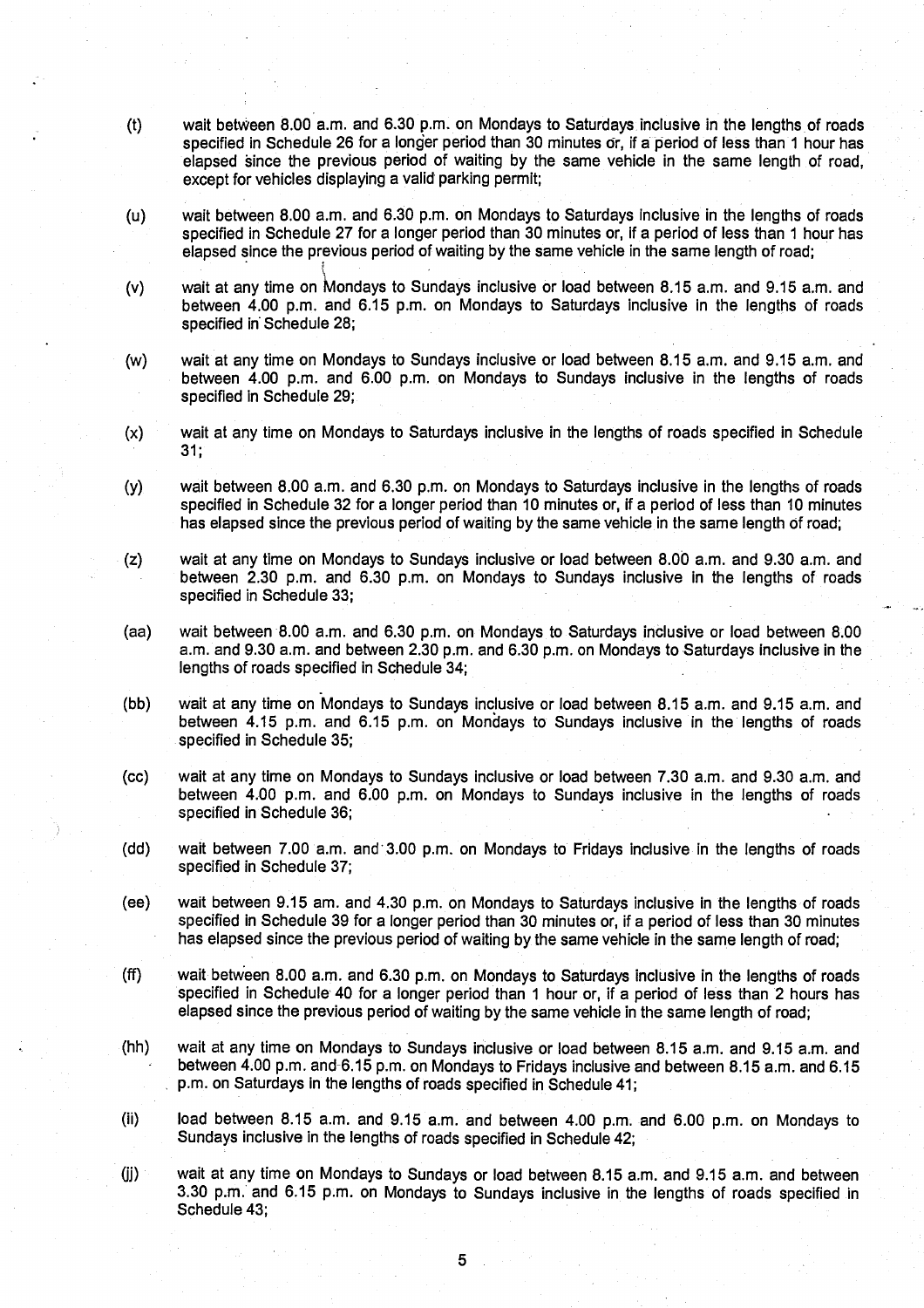(t) wait between 8.00 a.m. and 6.30 p.m. on Mondays to Saturdays inclusive in the lengths of roads specified in Schedule 26 for a longer period than 30 minutes or, if a period of less than 1 hour has elapsed since the previous period of waiting by the same vehicle in the same length of road, except for vehicles displaying a valid parking permit;

(u) wait between 8.00 a.m. and 6.30 p.m. on Mondays to Saturdays inclusive in the lengths of roads specified in Schedule 27 for a longer period than 30 minutes or, if a period of less than 1 hour has elapsed since the previous period of waiting by the same vehicle in the same length of road;

(v) wait at any time on Mondays to Sundays inclusive or load between 8.15 a.m. and 9.15 a.m. and between 4.00 p.m. and 6.15 p.m. on Mondays to Saturdays inclusive in the lengths of roads specified in Schedule 28;

(w) wait at any time on Mondays to Sundays inclusive or load between 8.15 a.m. and 9.15 a.m. and between 4.00 p.m. and 6.00 p.m. on Mondays to Sundays inclusive in the lengths of roads specified in Schedule 29;

(x) wait at any time on Mondays to Saturdays inclusive in the lengths of roads specified in Schedule 31;

(y) wait between 8.00 a.m. and 6.30 p.m. on Mondays to Saturdays inclusive in the lengths of roads specified in Schedule 32 for a longer period than 10 minutes or, if a period of less than 10 minutes has elapsed since the previous period of waiting by the same vehicle in the same length of road;

(z) wait at any time on Mondays to Sundays inclusive or load between 8.00 a.m. and 9.30 a.m. and between 2.30 p.m. and 6.30 p.m. on Mondays to Sundays inclusive in the lengths of roads specified in Schedule 33;

(aa) wait between 8.00 a.m. and 6.30 p.m. on Mondays to Saturdays inclusive or load between 8.00 a.m. and 9.30 a.m. and between 2.30 p.m. and 6.30 p.m. on Mondays to Saturdays inclusive in the lengths of roads specified in Schedule 34;

(bb) wait at any time on Mondays to Sundays inclusive or load between 8.15 a.m. and 9.15 a.m. and between 4.15 p.m. and 6.15 p.m. on Mondays to Sundays inclusive in the lengths of roads specified in Schedule 35;

(cc) wait at any time on Mondays to Sundays inclusive or load between 7.30 a.m. and 9.30 a.m. and between 4.00 p.m. and 6.00 p.m. on Mondays to Sundays inclusive in the lengths of roads specified in Schedule 36;

(dd) wait between 7.00 a.m. and 3.00 p.m. on Mondays to Fridays inclusive in the lengths of roads specified in Schedule 37;

(ee) wait between 9.15 am. and 4.30 p.m. on Mondays to Saturdays inclusive in the lengths of roads specified in Schedule 39 for a longer period than 30 minutes or, if a period of less than 30 minutes has elapsed since the previous period of waiting by the same vehicle in the same length of road;

(ff) wait between 8.00 a.m. and 6.30 p.m. on Mondays to Saturdays inclusive in the lengths of roads specified in Schedule 40 for a longer period than 1 hour or, if a period of less than 2 hours has elapsed since the previous period of waiting by the same vehicle in the same length of road;

(hh) wait at any time on Mondays to Sundays inclusive or load between 8.15 a.m. and 9.15 a.m. and between 4.00 p.m. and 6.15 p.m. on Mondays to Fridays inclusive and between 8.15 a.m. and 6.15 p.m. on Saturdays in the lengths of roads specified in Schedule 41;

(ii) load between 8.15 a.m. and 9.15 a.m. and between 4.00 p.m. and 6.00 p.m. on Mondays to Sundays inclusive in the lengths of roads specified in Schedule 42;

(jj) wait at any time on Mondays to Sundays or load between 8.15 a.m. and 9.15 a.m. and between 3.30 p.m. and 6.15 p.m. on Mondays to Sundays inclusive in the lengths of roads specified in Schedule 43;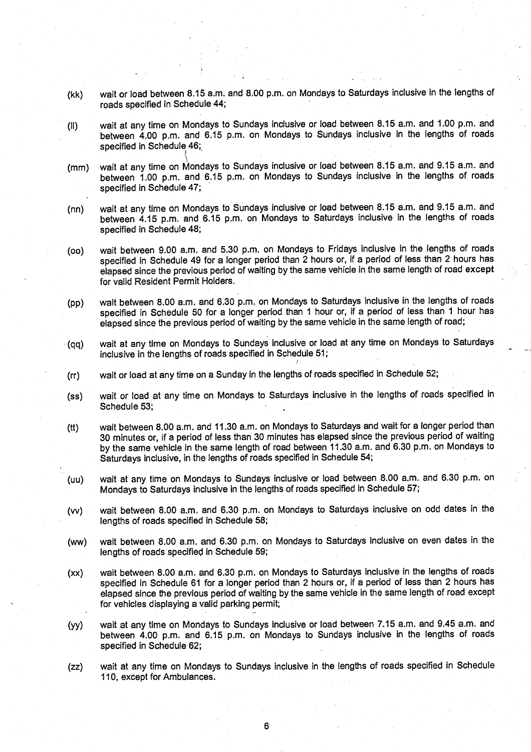(kk) wait or load between 8.15 a.m. and 8.00 p.m. on Mondays to Saturdays inclusive in the lengths of roads specified in Schedule 44;

(ll) wait at any time on Mondays to Sundays inclusive or load between 8.15 a.m. and 1.00 p.m. and between 4.00 p.m. and 6.15 p.m. on Mondays to Sundays inclusive in the lengths of roads specified in Schedule 46;

(mm) wait at any time on Mondays to Sundays inclusive or load between 8.15 a.m. and 9.15 a.m. and between 1.00 p.m. and 6.15 p.m. on Mondays to Sundays inclusive in the lengths of roads specified in Schedule 47;

(nn) wait at any time on Mondays to Sundays inclusive or load between 8.15 a.m. and 9.15 a.m. and between 4.15 p.m. and 6.15 p.m. on Mondays to Saturdays inclusive in the lengths of roads specified in Schedule 48;

(oo) wait between 9.00 a.m. and 5.30 p.m. on Mondays to Fridays inclusive in the lengths of roads specified in Schedule 49 for a longer period than 2 hours or, if a period of less than 2 hours has elapsed since the previous period of waiting by the same vehicle in the same length of road **except** for valid Resident Permit Holders.

(pp) wait between 8.00 a.m. and 6.30 p.m. on Mondays to Saturdays inclusive in the lengths of roads specified in Schedule 50 for a longer period than 1 hour or, if a period of less than 1 hour has elapsed since the previous period of waiting by the same vehicle in the same length of road;

(qq) wait at any time on Mondays to Sundays inclusive or load at any time on Mondays to Saturdays inclusive in the lengths of roads specified in Schedule 51;

(rr) wait or load at any time on a Sunday in the lengths of roads specified in Schedule 52;

(ss) wait or load at any time on Mondays to Saturdays inclusive in the lengths of roads specified in Schedule 53;

(tt) wait between 8.00 a.m. and 11.30 a.m. on Mondays to Saturdays and wait for a longer period than 30 minutes or, if a period of less than 30 minutes has elapsed since the previous period of waiting by the same vehicle in the same length of road between 11.30 a.m. and 6.30 p.m. on Mondays to Saturdays inclusive, in the lengths of roads specified in Schedule 54;

(uu) wait at any time on Mondays to Sundays inclusive or load between 8.00 a.m. and 6.30 p.m. on Mondays to Saturdays inclusive in the lengths of roads specified in Schedule 57;

(vv) wait between 8.00 a.m. and 6.30 p.m. on Mondays to Saturdays inclusive on odd dates in the lengths of roads specified in Schedule 58;

(ww) wait between 8.00 a.m. and 6.30 p.m. on Mondays to Saturdays inclusive on even dates in the lengths of roads specified in Schedule 59;

(xx) wait between 8.00 a.m. and 6.30 p.m. on Mondays to Saturdays inclusive in the lengths of roads specified in Schedule 61 for a longer period than 2 hours or, if a period of less than 2 hours has elapsed since the previous period of waiting by the same vehicle in the same length of road except for vehicles displaying a valid parking permit;

(yy) wait at any time on Mondays to Sundays inclusive or load between 7.15 a.m. and 9.45 a.m. and between 4.00 p.m. and 6.15 p.m. on Mondays to Sundays inclusive in the lengths of roads specified in Schedule 62;

(zz) wait at any time on Mondays to Sundays inclusive in the lengths of roads specified in Schedule 110, except for Ambulances.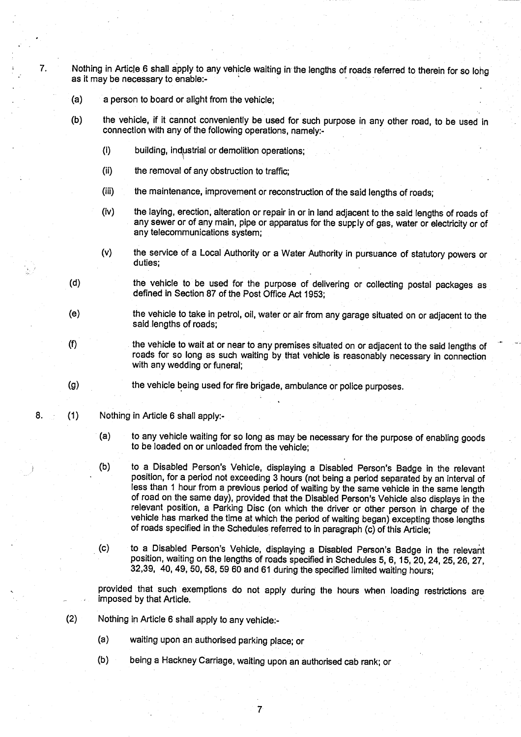7. Nothing in Article 6 shall apply to any vehicle waiting in the lengths of roads referred to therein for so long as it may be necessary to enable:-

   (a) a person to board or alight from the vehicle;

   (b) the vehicle, if it cannot conveniently be used for such purpose in any other road, to be used in connection with any of the following operations, namely:-

      (i) building, industrial or demolition operations;

      (ii) the removal of any obstruction to traffic;

      (iii) the maintenance, improvement or reconstruction of the said lengths of roads;

      (iv) the laying, erection, alteration or repair in or in land adjacent to the said lengths of roads of any sewer or of any main, pipe or apparatus for the supply of gas, water or electricity or of any telecommunications system;

      (v) the service of a Local Authority or a Water Authority in pursuance of statutory powers or duties;

   (d) the vehicle to be used for the purpose of delivering or collecting postal packages as defined in Section 87 of the Post Office Act 1953;

   (e) the vehicle to take in petrol, oil, water or air from any garage situated on or adjacent to the said lengths of roads;

   (f) the vehicle to wait at or near to any premises situated on or adjacent to the said lengths of roads for so long as such waiting by that vehicle is reasonably necessary in connection with any wedding or funeral;

   (g) the vehicle being used for fire brigade, ambulance or police purposes.

8. (1) Nothing in Article 6 shall apply:-

   (a) to any vehicle waiting for so long as may be necessary for the purpose of enabling goods to be loaded on or unloaded from the vehicle;

   (b) to a Disabled Person's Vehicle, displaying a Disabled Person's Badge in the relevant position, for a period not exceeding 3 hours (not being a period separated by an interval of less than 1 hour from a previous period of waiting by the same vehicle in the same length of road on the same day), provided that the Disabled Person's Vehicle also displays in the relevant position, a Parking Disc (on which the driver or other person in charge of the vehicle has marked the time at which the period of waiting began) excepting those lengths of roads specified in the Schedules referred to in paragraph (c) of this Article;

   (c) to a Disabled Person's Vehicle, displaying a Disabled Person's Badge in the relevant position, waiting on the lengths of roads specified in Schedules 5, 6, 15, 20, 24, 25, 26, 27, 32,39, 40, 49, 50, 58, 59 60 and 61 during the specified limited waiting hours;

   provided that such exemptions do not apply during the hours when loading restrictions are imposed by that Article.

(2) Nothing in Article 6 shall apply to any vehicle:-

   (a) waiting upon an authorised parking place; or

   (b) being a Hackney Carriage, waiting upon an authorised cab rank; or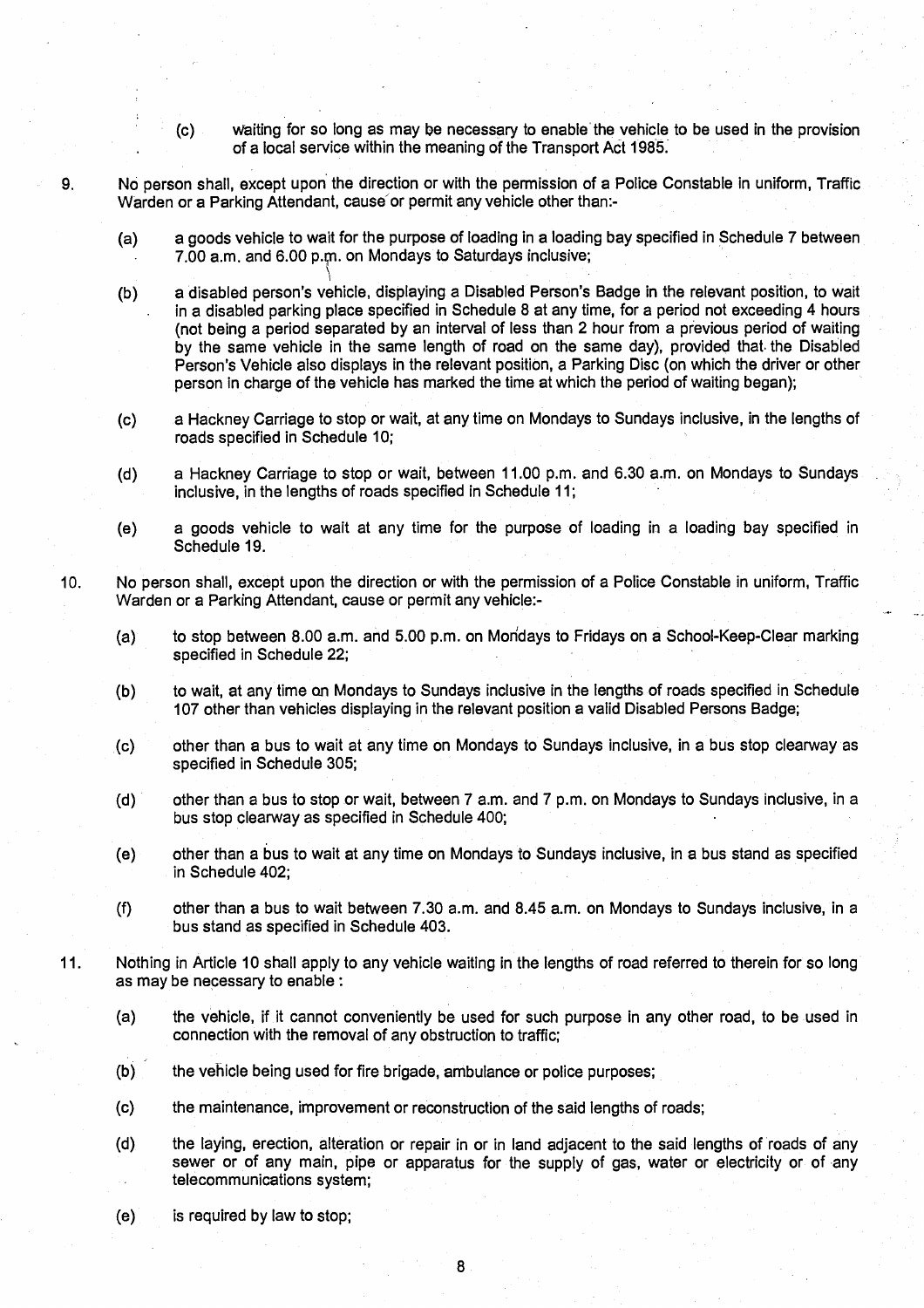(c) waiting for so long as may be necessary to enable the vehicle to be used in the provision of a local service within the meaning of the Transport Act 1985.

9. No person shall, except upon the direction or with the permission of a Police Constable in uniform, Traffic Warden or a Parking Attendant, cause or permit any vehicle other than:-

   (a) a goods vehicle to wait for the purpose of loading in a loading bay specified in Schedule 7 between 7.00 a.m. and 6.00 p.m. on Mondays to Saturdays inclusive;

   (b) a disabled person's vehicle, displaying a Disabled Person's Badge in the relevant position, to wait in a disabled parking place specified in Schedule 8 at any time, for a period not exceeding 4 hours (not being a period separated by an interval of less than 2 hour from a previous period of waiting by the same vehicle in the same length of road on the same day), provided that the Disabled Person's Vehicle also displays in the relevant position, a Parking Disc (on which the driver or other person in charge of the vehicle has marked the time at which the period of waiting began);

   (c) a Hackney Carriage to stop or wait, at any time on Mondays to Sundays inclusive, in the lengths of roads specified in Schedule 10;

   (d) a Hackney Carriage to stop or wait, between 11.00 p.m. and 6.30 a.m. on Mondays to Sundays inclusive, in the lengths of roads specified in Schedule 11;

   (e) a goods vehicle to wait at any time for the purpose of loading in a loading bay specified in Schedule 19.

10. No person shall, except upon the direction or with the permission of a Police Constable in uniform, Traffic Warden or a Parking Attendant, cause or permit any vehicle:-

   (a) to stop between 8.00 a.m. and 5.00 p.m. on Mondays to Fridays on a School-Keep-Clear marking specified in Schedule 22;

   (b) to wait, at any time on Mondays to Sundays inclusive in the lengths of roads specified in Schedule 107 other than vehicles displaying in the relevant position a valid Disabled Persons Badge;

   (c) other than a bus to wait at any time on Mondays to Sundays inclusive, in a bus stop clearway as specified in Schedule 305;

   (d) other than a bus to stop or wait, between 7 a.m. and 7 p.m. on Mondays to Sundays inclusive, in a bus stop clearway as specified in Schedule 400;

   (e) other than a bus to wait at any time on Mondays to Sundays inclusive, in a bus stand as specified in Schedule 402;

   (f) other than a bus to wait between 7.30 a.m. and 8.45 a.m. on Mondays to Sundays inclusive, in a bus stand as specified in Schedule 403.

11. Nothing in Article 10 shall apply to any vehicle waiting in the lengths of road referred to therein for so long as may be necessary to enable :

   (a) the vehicle, if it cannot conveniently be used for such purpose in any other road, to be used in connection with the removal of any obstruction to traffic;

   (b) the vehicle being used for fire brigade, ambulance or police purposes;

   (c) the maintenance, improvement or reconstruction of the said lengths of roads;

   (d) the laying, erection, alteration or repair in or in land adjacent to the said lengths of roads of any sewer or of any main, pipe or apparatus for the supply of gas, water or electricity or of any telecommunications system;

   (e) is required by law to stop;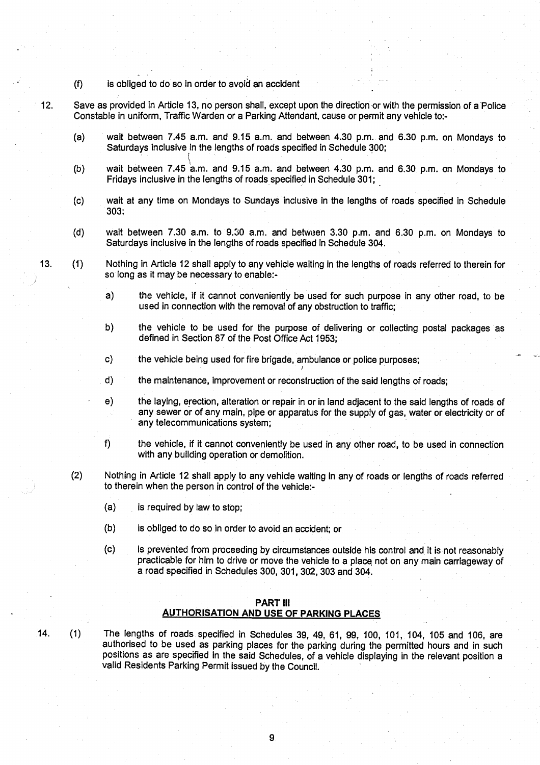(f) is obliged to do so in order to avoid an accident

12. Save as provided in Article 13, no person shall, except upon the direction or with the permission of a Police Constable in uniform, Traffic Warden or a Parking Attendant, cause or permit any vehicle to:-

 (a) wait between 7.45 a.m. and 9.15 a.m. and between 4.30 p.m. and 6.30 p.m. on Mondays to Saturdays inclusive in the lengths of roads specified in Schedule 300;

 (b) wait between 7.45 a.m. and 9.15 a.m. and between 4.30 p.m. and 6.30 p.m. on Mondays to Fridays inclusive in the lengths of roads specified in Schedule 301;

 (c) wait at any time on Mondays to Sundays inclusive in the lengths of roads specified in Schedule 303;

 (d) wait between 7.30 a.m. to 9.30 a.m. and between 3.30 p.m. and 6.30 p.m. on Mondays to Saturdays inclusive in the lengths of roads specified in Schedule 304.

13. (1) Nothing in Article 12 shall apply to any vehicle waiting in the lengths of roads referred to therein for so long as it may be necessary to enable:-

 a) the vehicle, if it cannot conveniently be used for such purpose in any other road, to be used in connection with the removal of any obstruction to traffic;

 b) the vehicle to be used for the purpose of delivering or collecting postal packages as defined in Section 87 of the Post Office Act 1953;

 c) the vehicle being used for fire brigade, ambulance or police purposes;

 d) the maintenance, improvement or reconstruction of the said lengths of roads;

 e) the laying, erection, alteration or repair in or in land adjacent to the said lengths of roads of any sewer or of any main, pipe or apparatus for the supply of gas, water or electricity or of any telecommunications system;

 f) the vehicle, if it cannot conveniently be used in any other road, to be used in connection with any building operation or demolition.

 (2) Nothing in Article 12 shall apply to any vehicle waiting in any of roads or lengths of roads referred to therein when the person in control of the vehicle:-

 (a) is required by law to stop;

 (b) is obliged to do so in order to avoid an accident; or

 (c) is prevented from proceeding by circumstances outside his control and it is not reasonably practicable for him to drive or move the vehicle to a place not on any main carriageway of a road specified in Schedules 300, 301, 302, 303 and 304.

## PART III
## AUTHORISATION AND USE OF PARKING PLACES

14. (1) The lengths of roads specified in Schedules 39, 49, 61, 99, 100, 101, 104, 105 and 106, are authorised to be used as parking places for the parking during the permitted hours and in such positions as are specified in the said Schedules, of a vehicle displaying in the relevant position a valid Residents Parking Permit issued by the Council.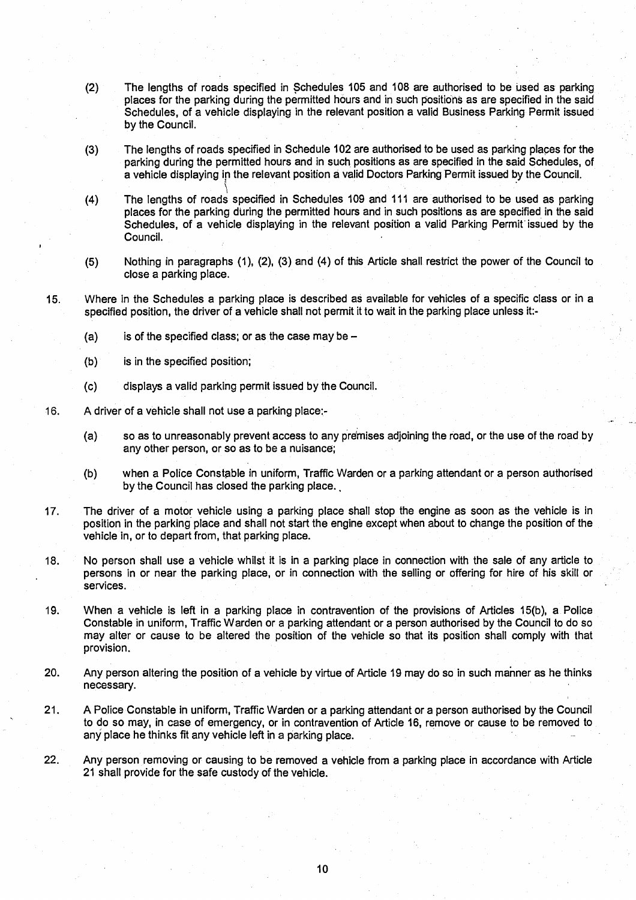(2) The lengths of roads specified in Schedules 105 and 108 are authorised to be used as parking places for the parking during the permitted hours and in such positions as are specified in the said Schedules, of a vehicle displaying in the relevant position a valid Business Parking Permit issued by the Council.

(3) The lengths of roads specified in Schedule 102 are authorised to be used as parking places for the parking during the permitted hours and in such positions as are specified in the said Schedules, of a vehicle displaying in the relevant position a valid Doctors Parking Permit issued by the Council.

(4) The lengths of roads specified in Schedules 109 and 111 are authorised to be used as parking places for the parking during the permitted hours and in such positions as are specified in the said Schedules, of a vehicle displaying in the relevant position a valid Parking Permit issued by the Council.

(5) Nothing in paragraphs (1), (2), (3) and (4) of this Article shall restrict the power of the Council to close a parking place.

15. Where in the Schedules a parking place is described as available for vehicles of a specific class or in a specified position, the driver of a vehicle shall not permit it to wait in the parking place unless it:-

   (a) is of the specified class; or as the case may be –

   (b) is in the specified position;

   (c) displays a valid parking permit issued by the Council.

16. A driver of a vehicle shall not use a parking place:-

   (a) so as to unreasonably prevent access to any premises adjoining the road, or the use of the road by any other person, or so as to be a nuisance;

   (b) when a Police Constable in uniform, Traffic Warden or a parking attendant or a person authorised by the Council has closed the parking place.

17. The driver of a motor vehicle using a parking place shall stop the engine as soon as the vehicle is in position in the parking place and shall not start the engine except when about to change the position of the vehicle in, or to depart from, that parking place.

18. No person shall use a vehicle whilst it is in a parking place in connection with the sale of any article to persons in or near the parking place, or in connection with the selling or offering for hire of his skill or services.

19. When a vehicle is left in a parking place in contravention of the provisions of Articles 15(b), a Police Constable in uniform, Traffic Warden or a parking attendant or a person authorised by the Council to do so may alter or cause to be altered the position of the vehicle so that its position shall comply with that provision.

20. Any person altering the position of a vehicle by virtue of Article 19 may do so in such manner as he thinks necessary.

21. A Police Constable in uniform, Traffic Warden or a parking attendant or a person authorised by the Council to do so may, in case of emergency, or in contravention of Article 16, remove or cause to be removed to any place he thinks fit any vehicle left in a parking place.

22. Any person removing or causing to be removed a vehicle from a parking place in accordance with Article 21 shall provide for the safe custody of the vehicle.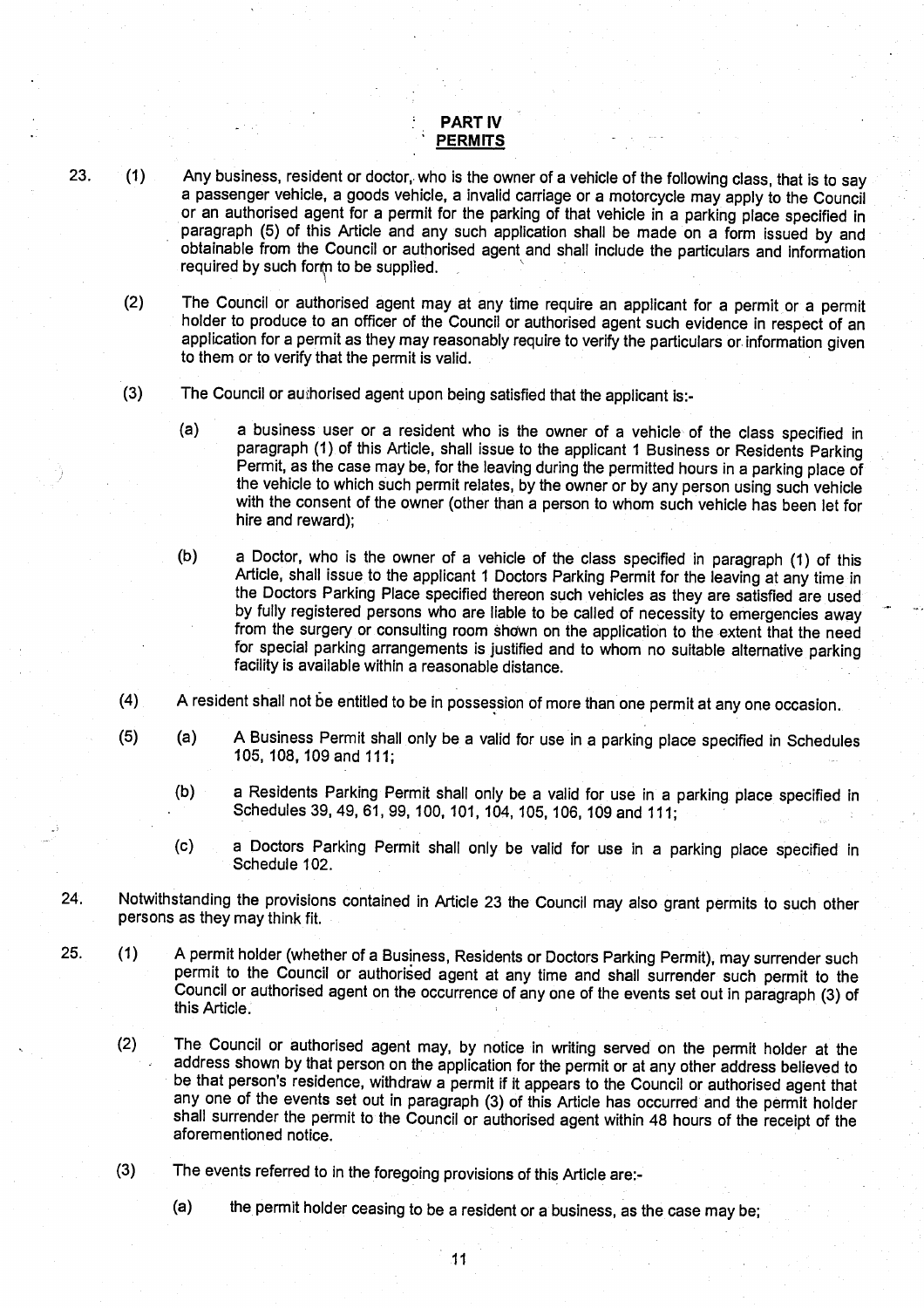## PART IV
## PERMITS

23. (1) Any business, resident or doctor, who is the owner of a vehicle of the following class, that is to say a passenger vehicle, a goods vehicle, a invalid carriage or a motorcycle may apply to the Council or an authorised agent for a permit for the parking of that vehicle in a parking place specified in paragraph (5) of this Article and any such application shall be made on a form issued by and obtainable from the Council or authorised agent and shall include the particulars and information required by such form to be supplied.

(2) The Council or authorised agent may at any time require an applicant for a permit or a permit holder to produce to an officer of the Council or authorised agent such evidence in respect of an application for a permit as they may reasonably require to verify the particulars or information given to them or to verify that the permit is valid.

(3) The Council or authorised agent upon being satisfied that the applicant is:-

(a) a business user or a resident who is the owner of a vehicle of the class specified in paragraph (1) of this Article, shall issue to the applicant 1 Business or Residents Parking Permit, as the case may be, for the leaving during the permitted hours in a parking place of the vehicle to which such permit relates, by the owner or by any person using such vehicle with the consent of the owner (other than a person to whom such vehicle has been let for hire and reward);

(b) a Doctor, who is the owner of a vehicle of the class specified in paragraph (1) of this Article, shall issue to the applicant 1 Doctors Parking Permit for the leaving at any time in the Doctors Parking Place specified thereon such vehicles as they are satisfied are used by fully registered persons who are liable to be called of necessity to emergencies away from the surgery or consulting room shown on the application to the extent that the need for special parking arrangements is justified and to whom no suitable alternative parking facility is available within a reasonable distance.

(4) A resident shall not be entitled to be in possession of more than one permit at any one occasion.

(5) (a) A Business Permit shall only be a valid for use in a parking place specified in Schedules 105, 108, 109 and 111;

(b) a Residents Parking Permit shall only be a valid for use in a parking place specified in Schedules 39, 49, 61, 99, 100, 101, 104, 105, 106, 109 and 111;

(c) a Doctors Parking Permit shall only be valid for use in a parking place specified in Schedule 102.

24. Notwithstanding the provisions contained in Article 23 the Council may also grant permits to such other persons as they may think fit.

25. (1) A permit holder (whether of a Business, Residents or Doctors Parking Permit), may surrender such permit to the Council or authorised agent at any time and shall surrender such permit to the Council or authorised agent on the occurrence of any one of the events set out in paragraph (3) of this Article.

(2) The Council or authorised agent may, by notice in writing served on the permit holder at the address shown by that person on the application for the permit or at any other address believed to be that person's residence, withdraw a permit if it appears to the Council or authorised agent that any one of the events set out in paragraph (3) of this Article has occurred and the permit holder shall surrender the permit to the Council or authorised agent within 48 hours of the receipt of the aforementioned notice.

(3) The events referred to in the foregoing provisions of this Article are:-

(a) the permit holder ceasing to be a resident or a business, as the case may be;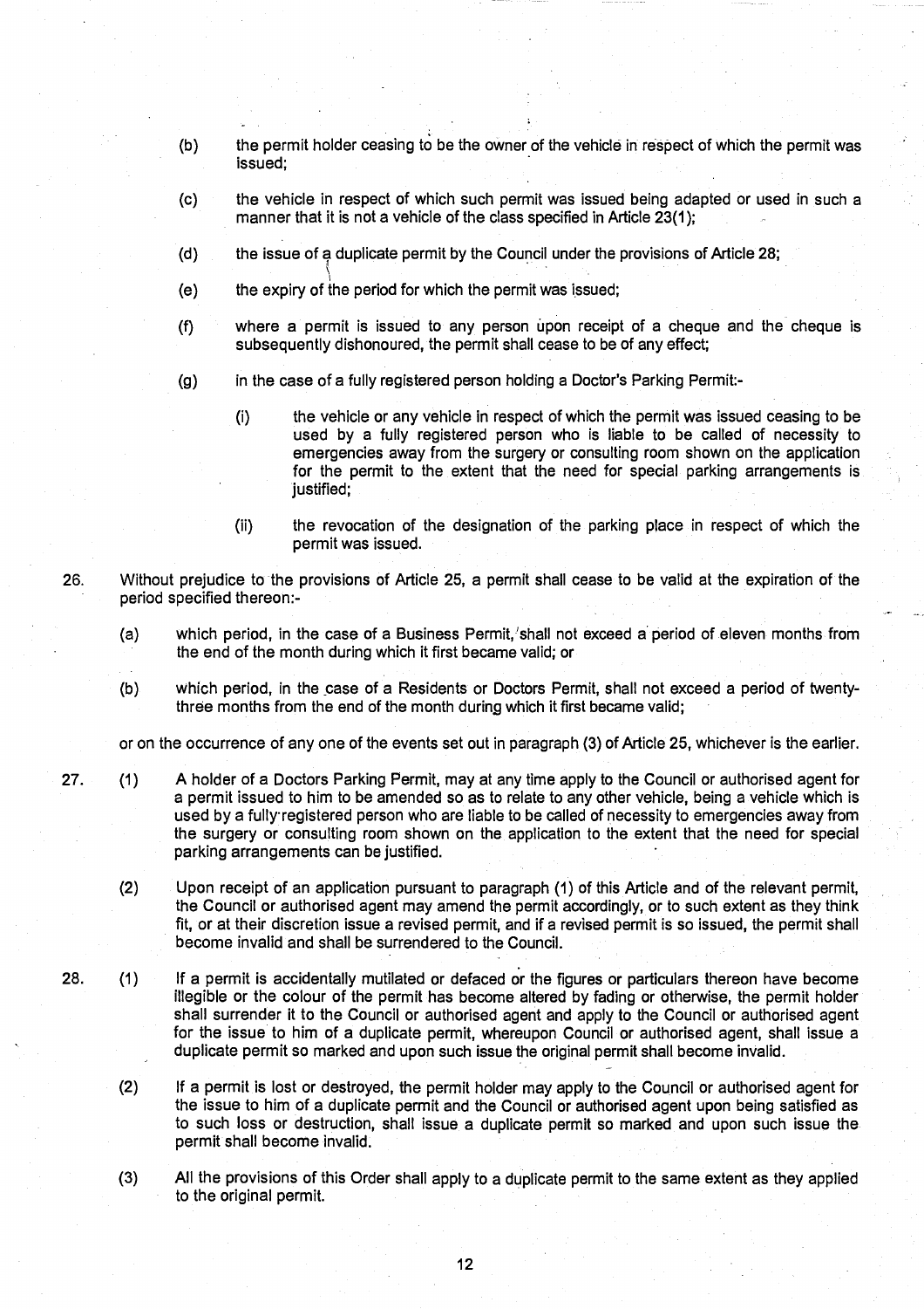(b) the permit holder ceasing to be the owner of the vehicle in respect of which the permit was issued;

(c) the vehicle in respect of which such permit was issued being adapted or used in such a manner that it is not a vehicle of the class specified in Article 23(1);

(d) the issue of a duplicate permit by the Council under the provisions of Article 28;

(e) the expiry of the period for which the permit was issued;

(f) where a permit is issued to any person upon receipt of a cheque and the cheque is subsequently dishonoured, the permit shall cease to be of any effect;

(g) in the case of a fully registered person holding a Doctor's Parking Permit:-

  (i) the vehicle or any vehicle in respect of which the permit was issued ceasing to be used by a fully registered person who is liable to be called of necessity to emergencies away from the surgery or consulting room shown on the application for the permit to the extent that the need for special parking arrangements is justified;

  (ii) the revocation of the designation of the parking place in respect of which the permit was issued.

26. Without prejudice to the provisions of Article 25, a permit shall cease to be valid at the expiration of the period specified thereon:-

(a) which period, in the case of a Business Permit, shall not exceed a period of eleven months from the end of the month during which it first became valid; or

(b) which period, in the case of a Residents or Doctors Permit, shall not exceed a period of twenty-three months from the end of the month during which it first became valid;

or on the occurrence of any one of the events set out in paragraph (3) of Article 25, whichever is the earlier.

27. (1) A holder of a Doctors Parking Permit, may at any time apply to the Council or authorised agent for a permit issued to him to be amended so as to relate to any other vehicle, being a vehicle which is used by a fully registered person who are liable to be called of necessity to emergencies away from the surgery or consulting room shown on the application to the extent that the need for special parking arrangements can be justified.

(2) Upon receipt of an application pursuant to paragraph (1) of this Article and of the relevant permit, the Council or authorised agent may amend the permit accordingly, or to such extent as they think fit, or at their discretion issue a revised permit, and if a revised permit is so issued, the permit shall become invalid and shall be surrendered to the Council.

28. (1) If a permit is accidentally mutilated or defaced or the figures or particulars thereon have become illegible or the colour of the permit has become altered by fading or otherwise, the permit holder shall surrender it to the Council or authorised agent and apply to the Council or authorised agent for the issue to him of a duplicate permit, whereupon Council or authorised agent, shall issue a duplicate permit so marked and upon such issue the original permit shall become invalid.

(2) If a permit is lost or destroyed, the permit holder may apply to the Council or authorised agent for the issue to him of a duplicate permit and the Council or authorised agent upon being satisfied as to such loss or destruction, shall issue a duplicate permit so marked and upon such issue the permit shall become invalid.

(3) All the provisions of this Order shall apply to a duplicate permit to the same extent as they applied to the original permit.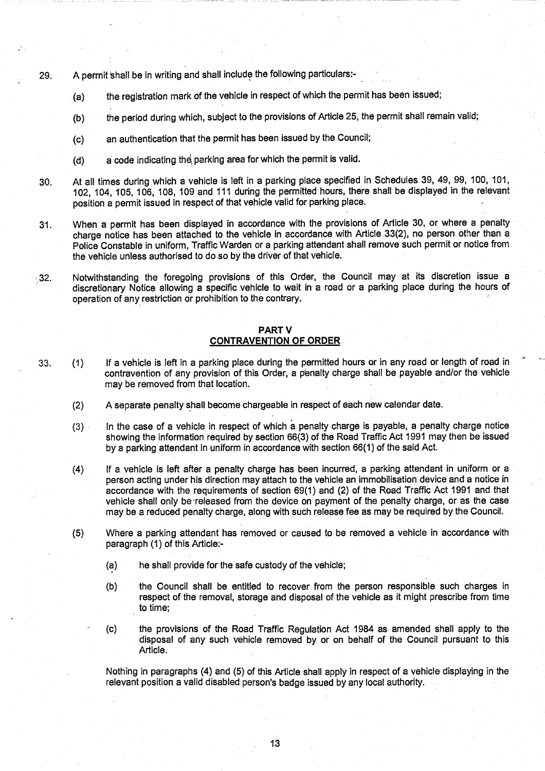29. A permit shall be in writing and shall include the following particulars:-

    (a) the registration mark of the vehicle in respect of which the permit has been issued;

    (b) the period during which, subject to the provisions of Article 25, the permit shall remain valid;

    (c) an authentication that the permit has been issued by the Council;

    (d) a code indicating the parking area for which the permit is valid.

30. At all times during which a vehicle is left in a parking place specified in Schedules 39, 49, 99, 100, 101, 102, 104, 105, 106, 108, 109 and 111 during the permitted hours, there shall be displayed in the relevant position a permit issued in respect of that vehicle valid for parking place.

31. When a permit has been displayed in accordance with the provisions of Article 30, or where a penalty charge notice has been attached to the vehicle in accordance with Article 33(2), no person other than a Police Constable in uniform, Traffic Warden or a parking attendant shall remove such permit or notice from the vehicle unless authorised to do so by the driver of that vehicle.

32. Notwithstanding the foregoing provisions of this Order, the Council may at its discretion issue a discretionary Notice allowing a specific vehicle to wait in a road or a parking place during the hours of operation of any restriction or prohibition to the contrary.

## PART V
## CONTRAVENTION OF ORDER

33. (1) If a vehicle is left in a parking place during the permitted hours or in any road or length of road in contravention of any provision of this Order, a penalty charge shall be payable and/or the vehicle may be removed from that location.

    (2) A separate penalty shall become chargeable in respect of each new calendar date.

    (3) In the case of a vehicle in respect of which a penalty charge is payable, a penalty charge notice showing the information required by section 66(3) of the Road Traffic Act 1991 may then be issued by a parking attendant in uniform in accordance with section 66(1) of the said Act.

    (4) If a vehicle is left after a penalty charge has been incurred, a parking attendant in uniform or a person acting under his direction may attach to the vehicle an immobilisation device and a notice in accordance with the requirements of section 69(1) and (2) of the Road Traffic Act 1991 and that vehicle shall only be released from the device on payment of the penalty charge, or as the case may be a reduced penalty charge, along with such release fee as may be required by the Council.

    (5) Where a parking attendant has removed or caused to be removed a vehicle in accordance with paragraph (1) of this Article:-

        (a) he shall provide for the safe custody of the vehicle;

        (b) the Council shall be entitled to recover from the person responsible such charges in respect of the removal, storage and disposal of the vehicle as it might prescribe from time to time;

        (c) the provisions of the Road Traffic Regulation Act 1984 as amended shall apply to the disposal of any such vehicle removed by or on behalf of the Council pursuant to this Article.

    Nothing in paragraphs (4) and (5) of this Article shall apply in respect of a vehicle displaying in the relevant position a valid disabled person's badge issued by any local authority.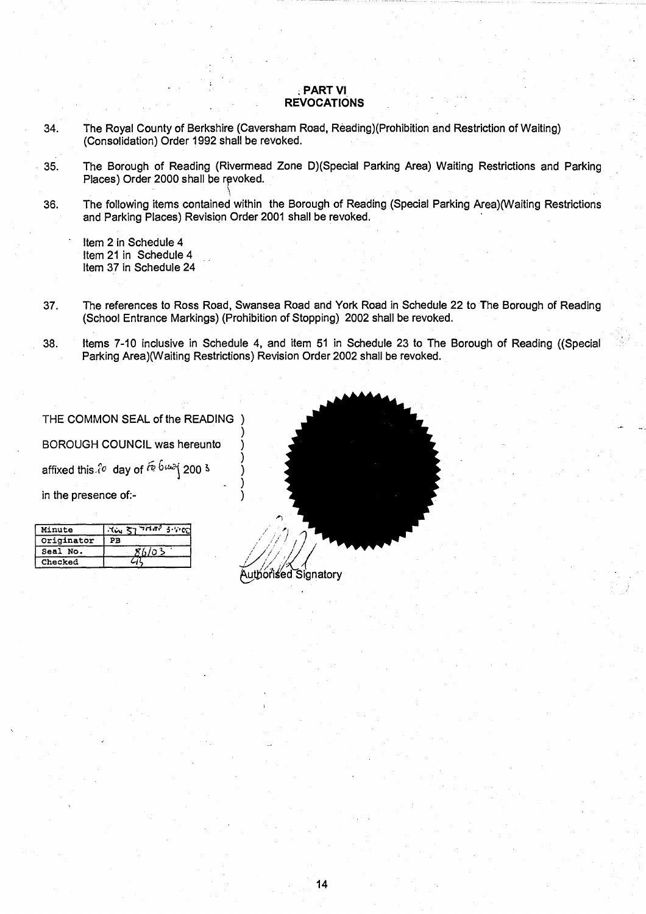## PART VI
## REVOCATIONS

34. The Royal County of Berkshire (Caversham Road, Reading)(Prohibition and Restriction of Waiting) (Consolidation) Order 1992 shall be revoked.

35. The Borough of Reading (Rivermead Zone D)(Special Parking Area) Waiting Restrictions and Parking Places) Order 2000 shall be revoked.

36. The following items contained within the Borough of Reading (Special Parking Area)(Waiting Restrictions and Parking Places) Revision Order 2001 shall be revoked.

    Item 2 in Schedule 4
    Item 21 in Schedule 4
    Item 37 in Schedule 24

37. The references to Ross Road, Swansea Road and York Road in Schedule 22 to The Borough of Reading (School Entrance Markings) (Prohibition of Stopping) 2002 shall be revoked.

38. Items 7-10 inclusive in Schedule 4, and item 51 in Schedule 23 to The Borough of Reading ((Special Parking Area)(Waiting Restrictions) Revision Order 2002 shall be revoked.

THE COMMON SEAL of the READING BOROUGH COUNCIL was hereunto affixed this 20 day of February 2003 in the presence of:-

| Minute | TW 27 March 3.1.03 |
|---|---|
| Originator | PB |
| Seal No. | 86/03 |
| Checked | GJ |

Authorised Signatory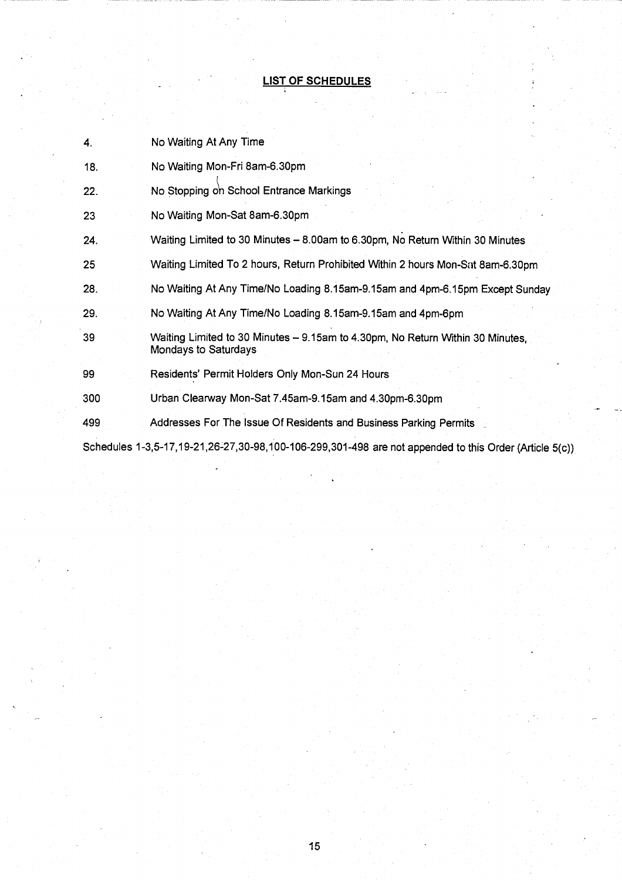**LIST OF SCHEDULES**

| | |
|---|---|
| 4. | No Waiting At Any Time |
| 18. | No Waiting Mon-Fri 8am-6.30pm |
| 22. | No Stopping on School Entrance Markings |
| 23 | No Waiting Mon-Sat 8am-6.30pm |
| 24. | Waiting Limited to 30 Minutes – 8.00am to 6.30pm, No Return Within 30 Minutes |
| 25 | Waiting Limited To 2 hours, Return Prohibited Within 2 hours Mon-Sat 8am-6.30pm |
| 28. | No Waiting At Any Time/No Loading 8.15am-9.15am and 4pm-6.15pm Except Sunday |
| 29. | No Waiting At Any Time/No Loading 8.15am-9.15am and 4pm-6pm |
| 39 | Waiting Limited to 30 Minutes – 9.15am to 4.30pm, No Return Within 30 Minutes, Mondays to Saturdays |
| 99 | Residents' Permit Holders Only Mon-Sun 24 Hours |
| 300 | Urban Clearway Mon-Sat 7.45am-9.15am and 4.30pm-6.30pm |
| 499 | Addresses For The Issue Of Residents and Business Parking Permits |

Schedules 1-3,5-17,19-21,26-27,30-98,100-106-299,301-498 are not appended to this Order (Article 5(c))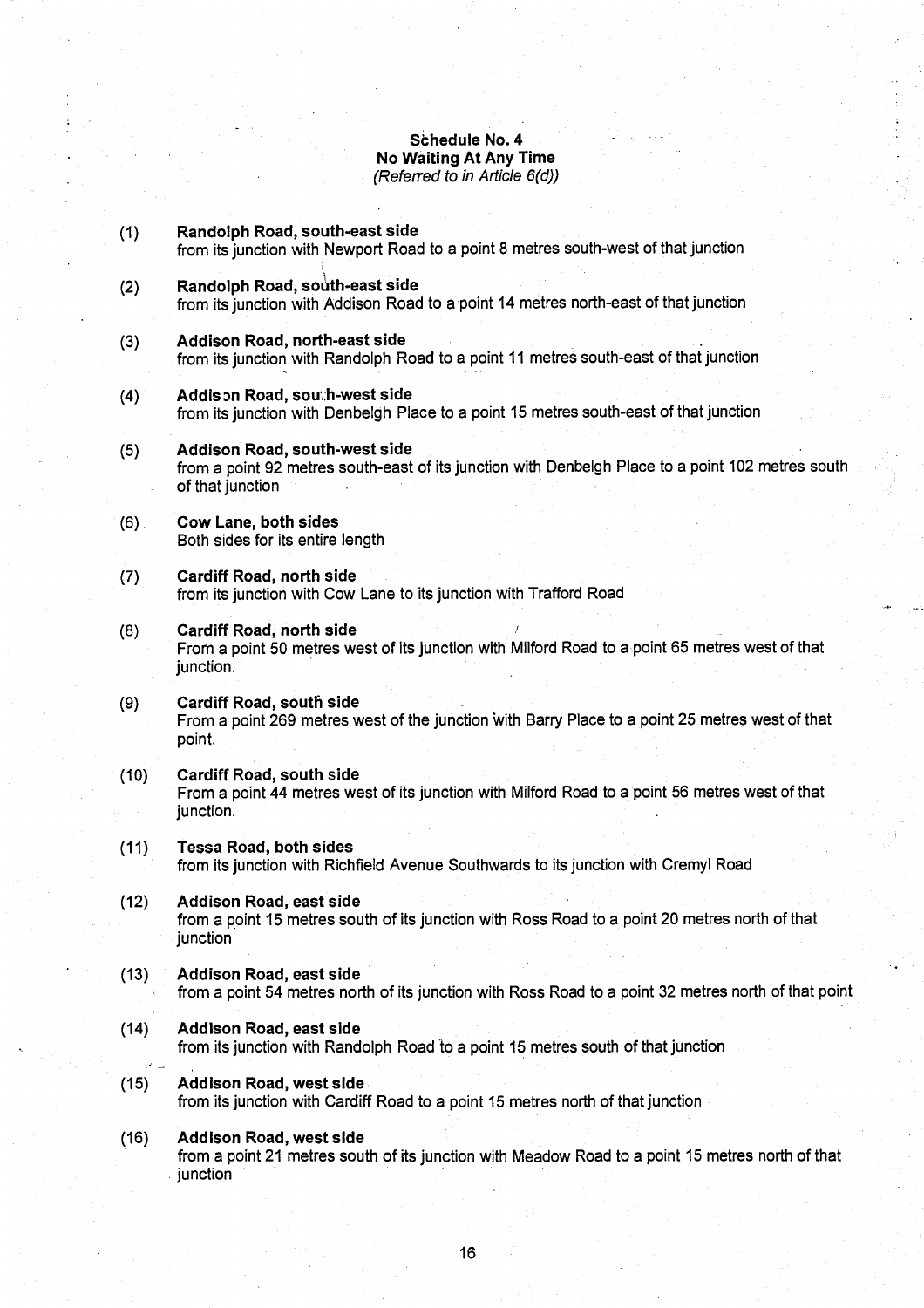## Schedule No. 4
### No Waiting At Any Time
*(Referred to in Article 6(d))*

(1) **Randolph Road, south-east side**
from its junction with Newport Road to a point 8 metres south-west of that junction

(2) **Randolph Road, south-east side**
from its junction with Addison Road to a point 14 metres north-east of that junction

(3) **Addison Road, north-east side**
from its junction with Randolph Road to a point 11 metres south-east of that junction

(4) **Addison Road, south-west side**
from its junction with Denbelgh Place to a point 15 metres south-east of that junction

(5) **Addison Road, south-west side**
from a point 92 metres south-east of its junction with Denbelgh Place to a point 102 metres south of that junction

(6) **Cow Lane, both sides**
Both sides for its entire length

(7) **Cardiff Road, north side**
from its junction with Cow Lane to its junction with Trafford Road

(8) **Cardiff Road, north side**
From a point 50 metres west of its junction with Milford Road to a point 65 metres west of that junction.

(9) **Cardiff Road, south side**
From a point 269 metres west of the junction with Barry Place to a point 25 metres west of that point.

(10) **Cardiff Road, south side**
From a point 44 metres west of its junction with Milford Road to a point 56 metres west of that junction.

(11) **Tessa Road, both sides**
from its junction with Richfield Avenue Southwards to its junction with Cremyl Road

(12) **Addison Road, east side**
from a point 15 metres south of its junction with Ross Road to a point 20 metres north of that junction

(13) **Addison Road, east side**
from a point 54 metres north of its junction with Ross Road to a point 32 metres north of that point

(14) **Addison Road, east side**
from its junction with Randolph Road to a point 15 metres south of that junction

(15) **Addison Road, west side**
from its junction with Cardiff Road to a point 15 metres north of that junction

(16) **Addison Road, west side**
from a point 21 metres south of its junction with Meadow Road to a point 15 metres north of that junction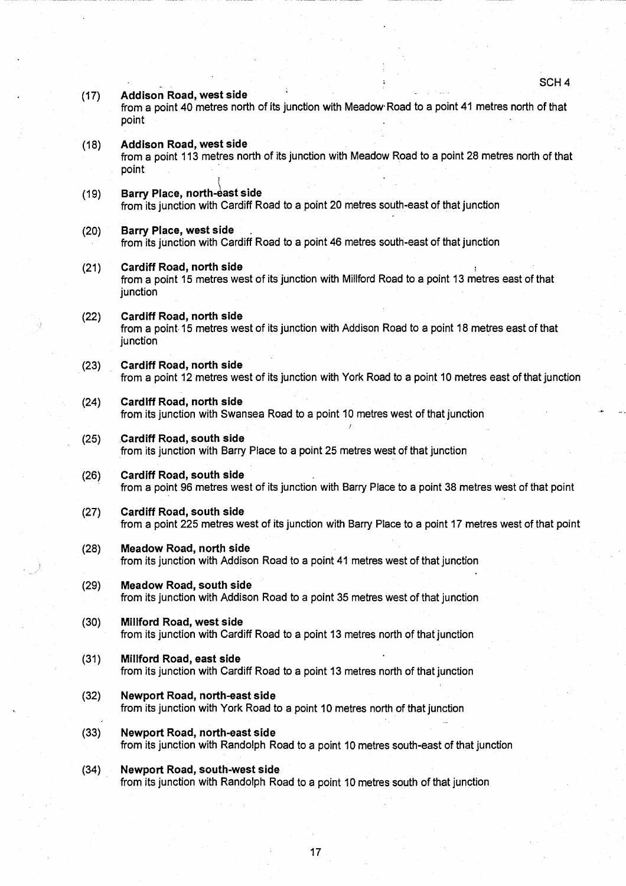(17) **Addison Road, west side**
from a point 40 metres north of its junction with Meadow Road to a point 41 metres north of that point

(18) **Addison Road, west side**
from a point 113 metres north of its junction with Meadow Road to a point 28 metres north of that point

(19) **Barry Place, north-east side**
from its junction with Cardiff Road to a point 20 metres south-east of that junction

(20) **Barry Place, west side**
from its junction with Cardiff Road to a point 46 metres south-east of that junction

(21) **Cardiff Road, north side**
from a point 15 metres west of its junction with Millford Road to a point 13 metres east of that junction

(22) **Cardiff Road, north side**
from a point 15 metres west of its junction with Addison Road to a point 18 metres east of that junction

(23) **Cardiff Road, north side**
from a point 12 metres west of its junction with York Road to a point 10 metres east of that junction

(24) **Cardiff Road, north side**
from its junction with Swansea Road to a point 10 metres west of that junction

(25) **Cardiff Road, south side**
from its junction with Barry Place to a point 25 metres west of that junction

(26) **Cardiff Road, south side**
from a point 96 metres west of its junction with Barry Place to a point 38 metres west of that point

(27) **Cardiff Road, south side**
from a point 225 metres west of its junction with Barry Place to a point 17 metres west of that point

(28) **Meadow Road, north side**
from its junction with Addison Road to a point 41 metres west of that junction

(29) **Meadow Road, south side**
from its junction with Addison Road to a point 35 metres west of that junction

(30) **Millford Road, west side**
from its junction with Cardiff Road to a point 13 metres north of that junction

(31) **Millford Road, east side**
from its junction with Cardiff Road to a point 13 metres north of that junction

(32) **Newport Road, north-east side**
from its junction with York Road to a point 10 metres north of that junction

(33) **Newport Road, north-east side**
from its junction with Randolph Road to a point 10 metres south-east of that junction

(34) **Newport Road, south-west side**
from its junction with Randolph Road to a point 10 metres south of that junction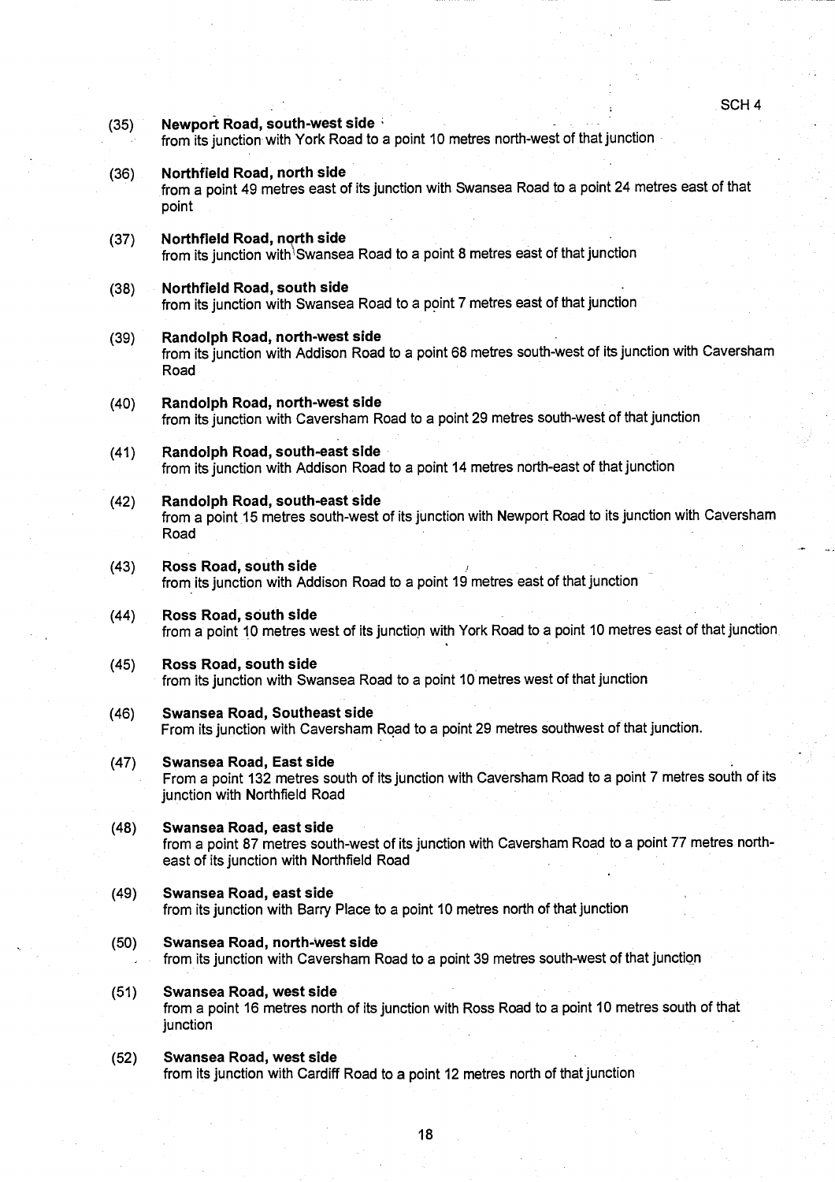(35) **Newport Road, south-west side**
from its junction with York Road to a point 10 metres north-west of that junction

(36) **Northfield Road, north side**
from a point 49 metres east of its junction with Swansea Road to a point 24 metres east of that point

(37) **Northfield Road, north side**
from its junction with Swansea Road to a point 8 metres east of that junction

(38) **Northfield Road, south side**
from its junction with Swansea Road to a point 7 metres east of that junction

(39) **Randolph Road, north-west side**
from its junction with Addison Road to a point 68 metres south-west of its junction with Caversham Road

(40) **Randolph Road, north-west side**
from its junction with Caversham Road to a point 29 metres south-west of that junction

(41) **Randolph Road, south-east side**
from its junction with Addison Road to a point 14 metres north-east of that junction

(42) **Randolph Road, south-east side**
from a point 15 metres south-west of its junction with Newport Road to its junction with Caversham Road

(43) **Ross Road, south side**
from its junction with Addison Road to a point 19 metres east of that junction

(44) **Ross Road, south side**
from a point 10 metres west of its junction with York Road to a point 10 metres east of that junction

(45) **Ross Road, south side**
from its junction with Swansea Road to a point 10 metres west of that junction

(46) **Swansea Road, Southeast side**
From its junction with Caversham Road to a point 29 metres southwest of that junction.

(47) **Swansea Road, East side**
From a point 132 metres south of its junction with Caversham Road to a point 7 metres south of its junction with Northfield Road

(48) **Swansea Road, east side**
from a point 87 metres south-west of its junction with Caversham Road to a point 77 metres north-east of its junction with Northfield Road

(49) **Swansea Road, east side**
from its junction with Barry Place to a point 10 metres north of that junction

(50) **Swansea Road, north-west side**
from its junction with Caversham Road to a point 39 metres south-west of that junction

(51) **Swansea Road, west side**
from a point 16 metres north of its junction with Ross Road to a point 10 metres south of that junction

(52) **Swansea Road, west side**
from its junction with Cardiff Road to a point 12 metres north of that junction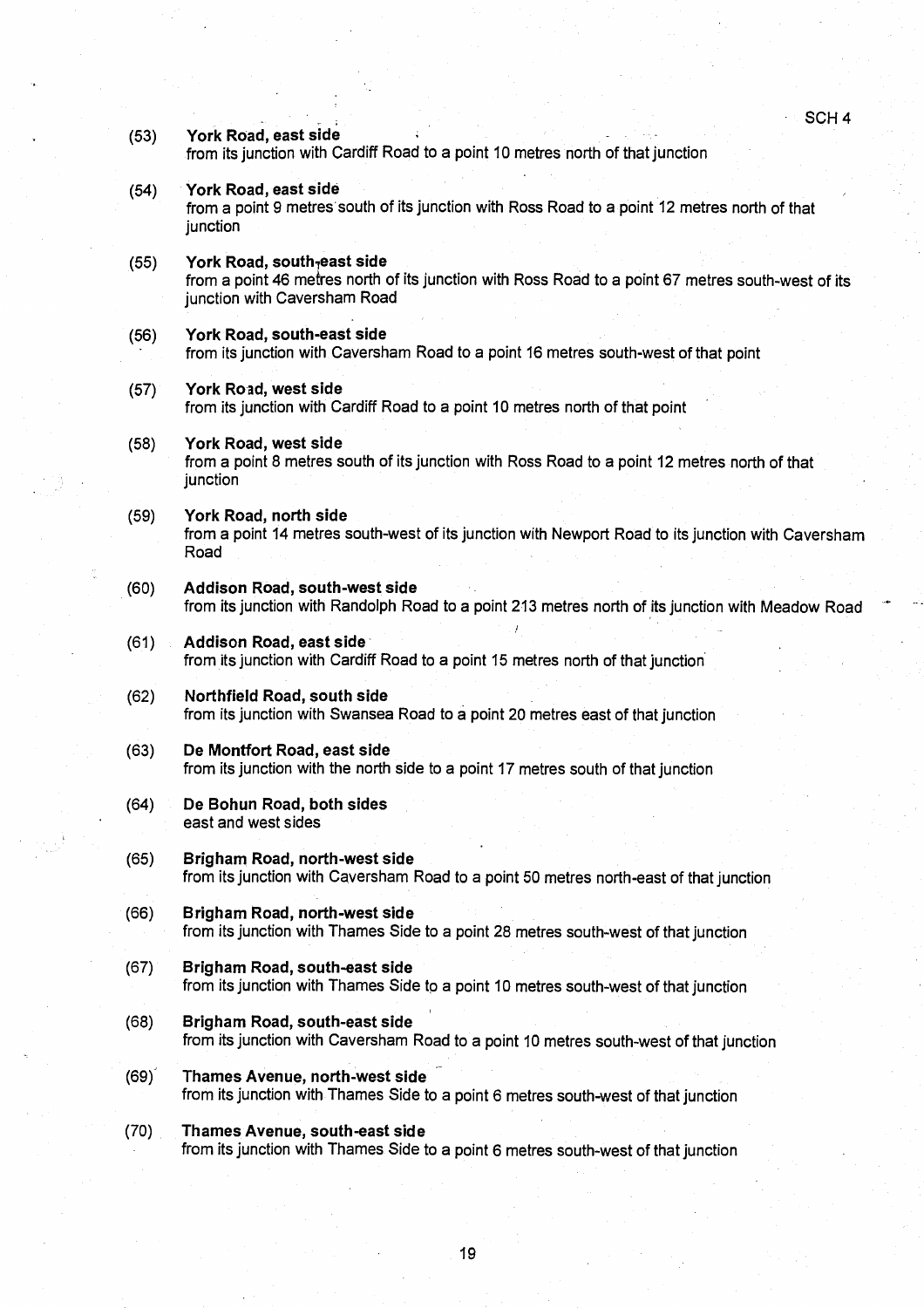(53) **York Road, east side**
from its junction with Cardiff Road to a point 10 metres north of that junction

(54) **York Road, east side**
from a point 9 metres south of its junction with Ross Road to a point 12 metres north of that junction

(55) **York Road, south-east side**
from a point 46 metres north of its junction with Ross Road to a point 67 metres south-west of its junction with Caversham Road

(56) **York Road, south-east side**
from its junction with Caversham Road to a point 16 metres south-west of that point

(57) **York Road, west side**
from its junction with Cardiff Road to a point 10 metres north of that point

(58) **York Road, west side**
from a point 8 metres south of its junction with Ross Road to a point 12 metres north of that junction

(59) **York Road, north side**
from a point 14 metres south-west of its junction with Newport Road to its junction with Caversham Road

(60) **Addison Road, south-west side**
from its junction with Randolph Road to a point 213 metres north of its junction with Meadow Road

(61) **Addison Road, east side**
from its junction with Cardiff Road to a point 15 metres north of that junction

(62) **Northfield Road, south side**
from its junction with Swansea Road to a point 20 metres east of that junction

(63) **De Montfort Road, east side**
from its junction with the north side to a point 17 metres south of that junction

(64) **De Bohun Road, both sides**
east and west sides

(65) **Brigham Road, north-west side**
from its junction with Caversham Road to a point 50 metres north-east of that junction

(66) **Brigham Road, north-west side**
from its junction with Thames Side to a point 28 metres south-west of that junction

(67) **Brigham Road, south-east side**
from its junction with Thames Side to a point 10 metres south-west of that junction

(68) **Brigham Road, south-east side**
from its junction with Caversham Road to a point 10 metres south-west of that junction

(69) **Thames Avenue, north-west side**
from its junction with Thames Side to a point 6 metres south-west of that junction

(70) **Thames Avenue, south-east side**
from its junction with Thames Side to a point 6 metres south-west of that junction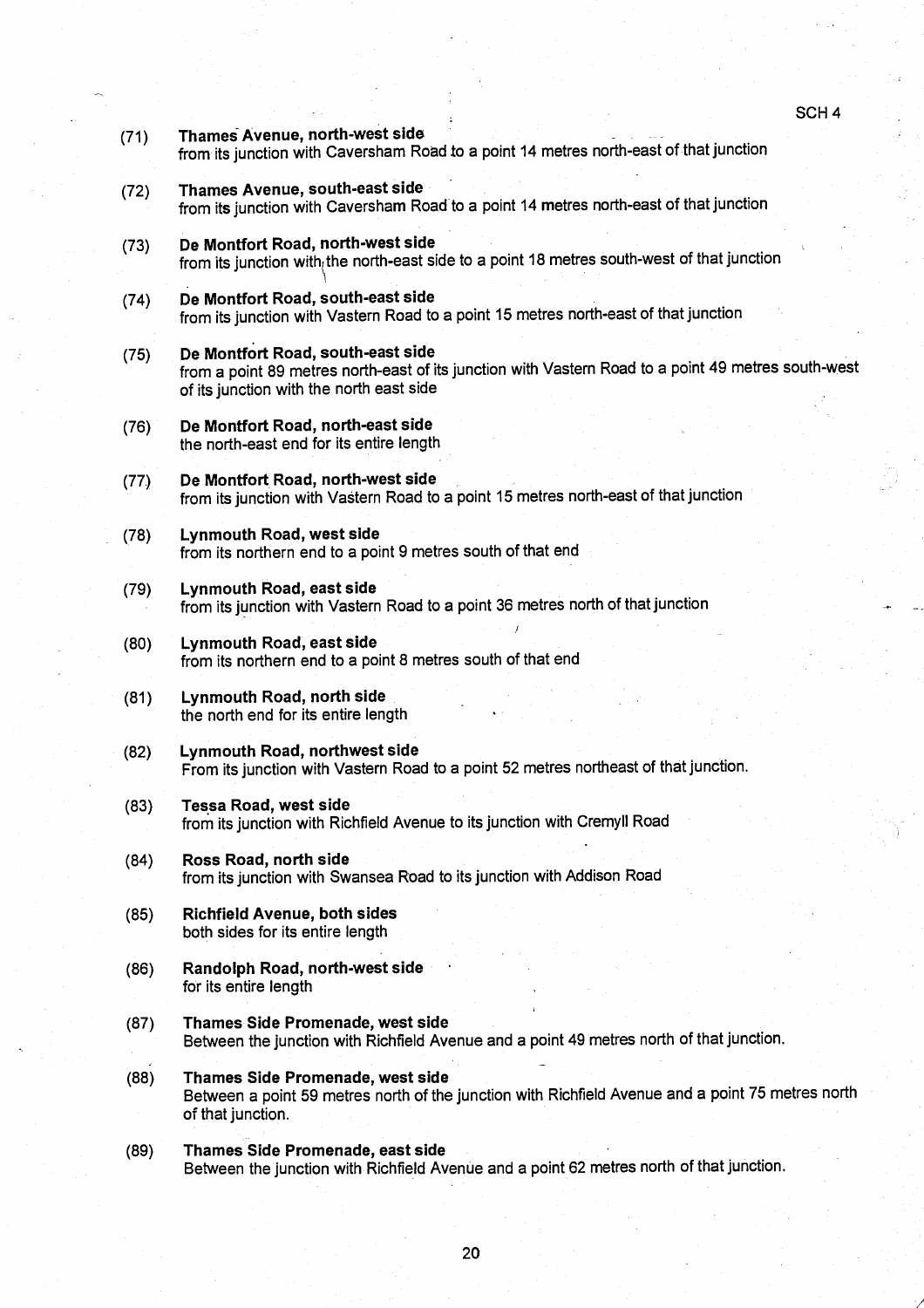(71) **Thames Avenue, north-west side**
from its junction with Caversham Road to a point 14 metres north-east of that junction

(72) **Thames Avenue, south-east side**
from its junction with Caversham Road to a point 14 metres north-east of that junction

(73) **De Montfort Road, north-west side**
from its junction with the north-east side to a point 18 metres south-west of that junction

(74) **De Montfort Road, south-east side**
from its junction with Vastern Road to a point 15 metres north-east of that junction

(75) **De Montfort Road, south-east side**
from a point 89 metres north-east of its junction with Vastern Road to a point 49 metres south-west of its junction with the north east side

(76) **De Montfort Road, north-east side**
the north-east end for its entire length

(77) **De Montfort Road, north-west side**
from its junction with Vastern Road to a point 15 metres north-east of that junction

(78) **Lynmouth Road, west side**
from its northern end to a point 9 metres south of that end

(79) **Lynmouth Road, east side**
from its junction with Vastern Road to a point 36 metres north of that junction

(80) **Lynmouth Road, east side**
from its northern end to a point 8 metres south of that end

(81) **Lynmouth Road, north side**
the north end for its entire length

(82) **Lynmouth Road, northwest side**
From its junction with Vastern Road to a point 52 metres northeast of that junction.

(83) **Tessa Road, west side**
from its junction with Richfield Avenue to its junction with Cremyll Road

(84) **Ross Road, north side**
from its junction with Swansea Road to its junction with Addison Road

(85) **Richfield Avenue, both sides**
both sides for its entire length

(86) **Randolph Road, north-west side**
for its entire length

(87) **Thames Side Promenade, west side**
Between the junction with Richfield Avenue and a point 49 metres north of that junction.

(88) **Thames Side Promenade, west side**
Between a point 59 metres north of the junction with Richfield Avenue and a point 75 metres north of that junction.

(89) **Thames Side Promenade, east side**
Between the junction with Richfield Avenue and a point 62 metres north of that junction.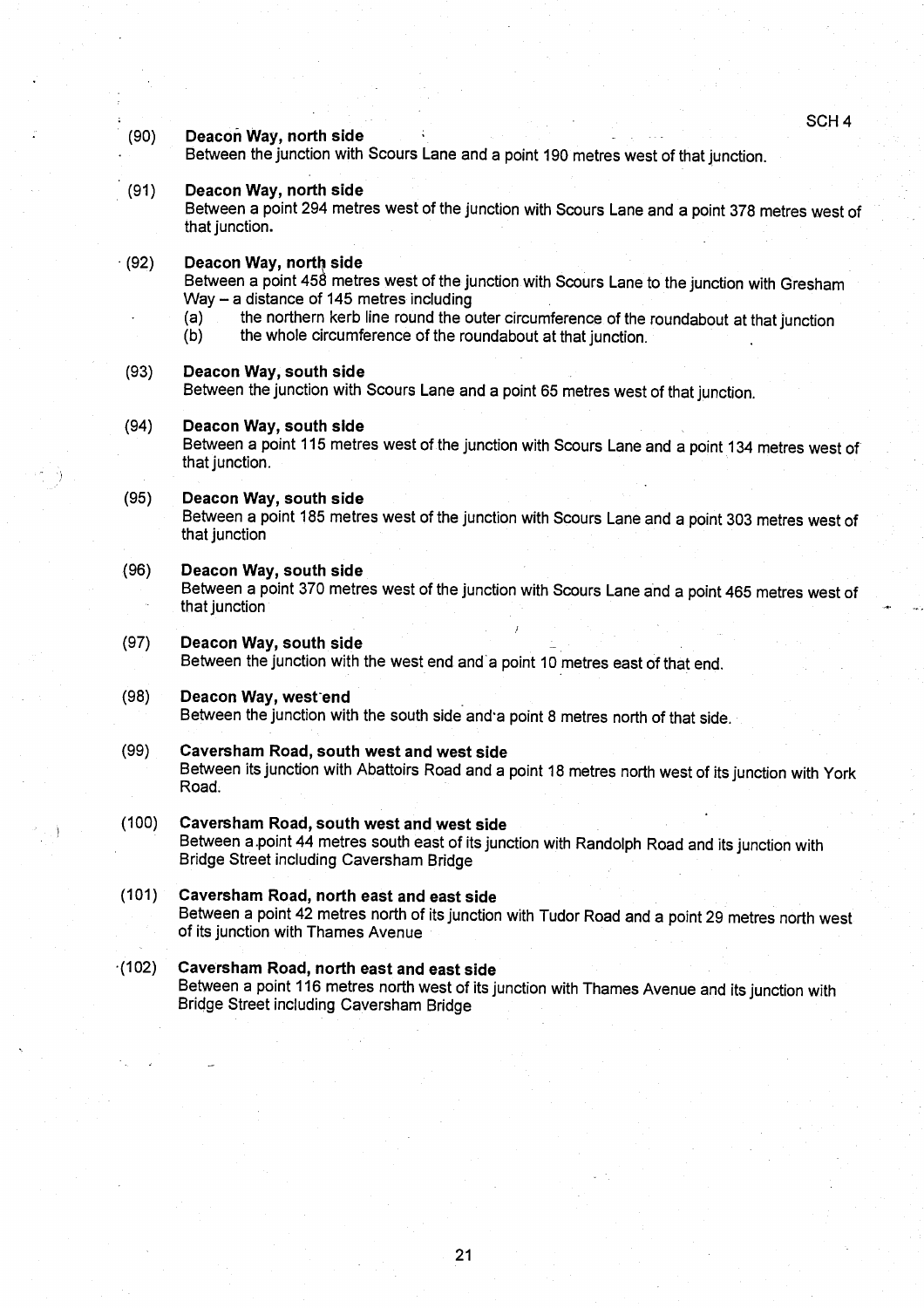(90) **Deacon Way, north side**
Between the junction with Scours Lane and a point 190 metres west of that junction.

(91) **Deacon Way, north side**
Between a point 294 metres west of the junction with Scours Lane and a point 378 metres west of that junction.

(92) **Deacon Way, north side**
Between a point 458 metres west of the junction with Scours Lane to the junction with Gresham Way – a distance of 145 metres including

(a) the northern kerb line round the outer circumference of the roundabout at that junction
(b) the whole circumference of the roundabout at that junction.

(93) **Deacon Way, south side**
Between the junction with Scours Lane and a point 65 metres west of that junction.

(94) **Deacon Way, south side**
Between a point 115 metres west of the junction with Scours Lane and a point 134 metres west of that junction.

(95) **Deacon Way, south side**
Between a point 185 metres west of the junction with Scours Lane and a point 303 metres west of that junction

(96) **Deacon Way, south side**
Between a point 370 metres west of the junction with Scours Lane and a point 465 metres west of that junction

(97) **Deacon Way, south side**
Between the junction with the west end and a point 10 metres east of that end.

(98) **Deacon Way, west end**
Between the junction with the south side and a point 8 metres north of that side.

(99) **Caversham Road, south west and west side**
Between its junction with Abattoirs Road and a point 18 metres north west of its junction with York Road.

(100) **Caversham Road, south west and west side**
Between a point 44 metres south east of its junction with Randolph Road and its junction with Bridge Street including Caversham Bridge

(101) **Caversham Road, north east and east side**
Between a point 42 metres north of its junction with Tudor Road and a point 29 metres north west of its junction with Thames Avenue

(102) **Caversham Road, north east and east side**
Between a point 116 metres north west of its junction with Thames Avenue and its junction with Bridge Street including Caversham Bridge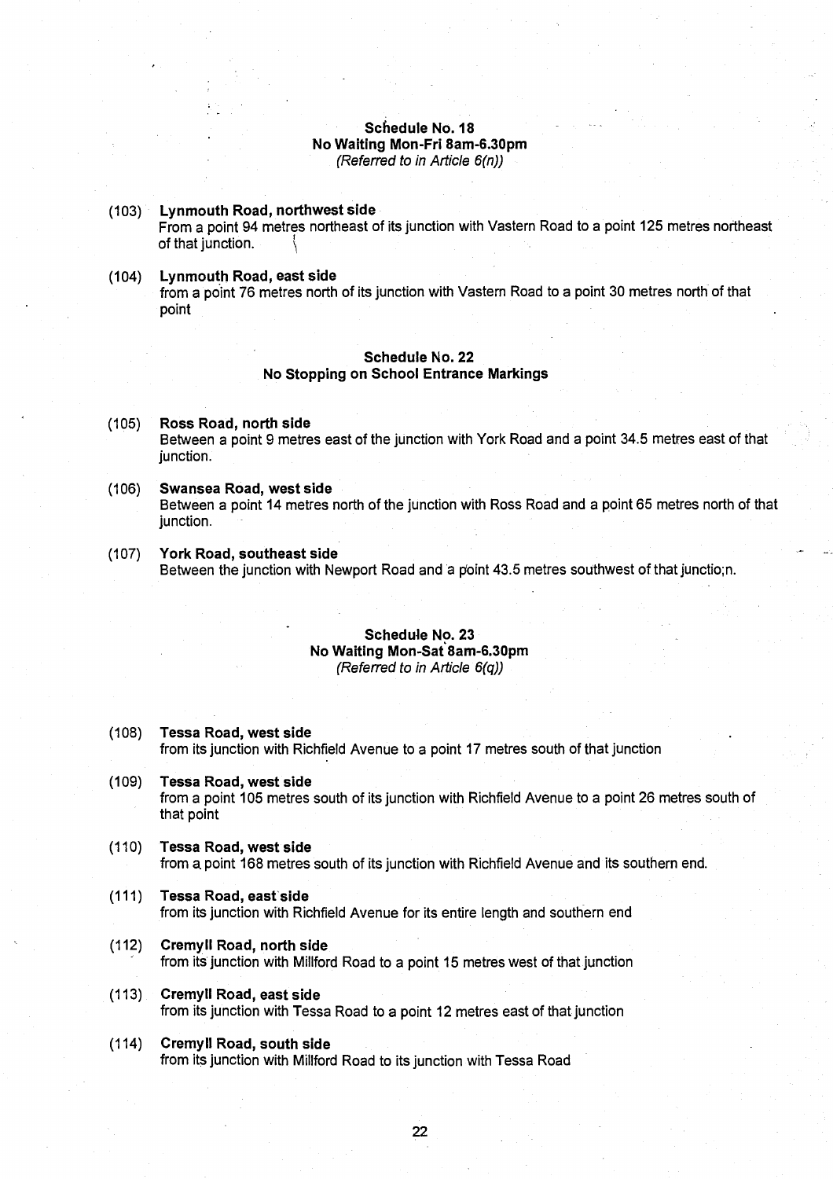## Schedule No. 18
## No Waiting Mon-Fri 8am-6.30pm
*(Referred to in Article 6(n))*

(103) **Lynmouth Road, northwest side**
From a point 94 metres northeast of its junction with Vastern Road to a point 125 metres northeast of that junction.

(104) **Lynmouth Road, east side**
from a point 76 metres north of its junction with Vastern Road to a point 30 metres north of that point

## Schedule No. 22
## No Stopping on School Entrance Markings

(105) **Ross Road, north side**
Between a point 9 metres east of the junction with York Road and a point 34.5 metres east of that junction.

(106) **Swansea Road, west side**
Between a point 14 metres north of the junction with Ross Road and a point 65 metres north of that junction.

(107) **York Road, southeast side**
Between the junction with Newport Road and a point 43.5 metres southwest of that junctio;n.

## Schedule No. 23
## No Waiting Mon-Sat 8am-6.30pm
*(Referred to in Article 6(q))*

(108) **Tessa Road, west side**
from its junction with Richfield Avenue to a point 17 metres south of that junction

(109) **Tessa Road, west side**
from a point 105 metres south of its junction with Richfield Avenue to a point 26 metres south of that point

(110) **Tessa Road, west side**
from a point 168 metres south of its junction with Richfield Avenue and its southern end.

(111) **Tessa Road, east side**
from its junction with Richfield Avenue for its entire length and southern end

(112) **Cremyll Road, north side**
from its junction with Millford Road to a point 15 metres west of that junction

(113) **Cremyll Road, east side**
from its junction with Tessa Road to a point 12 metres east of that junction

(114) **Cremyll Road, south side**
from its junction with Millford Road to its junction with Tessa Road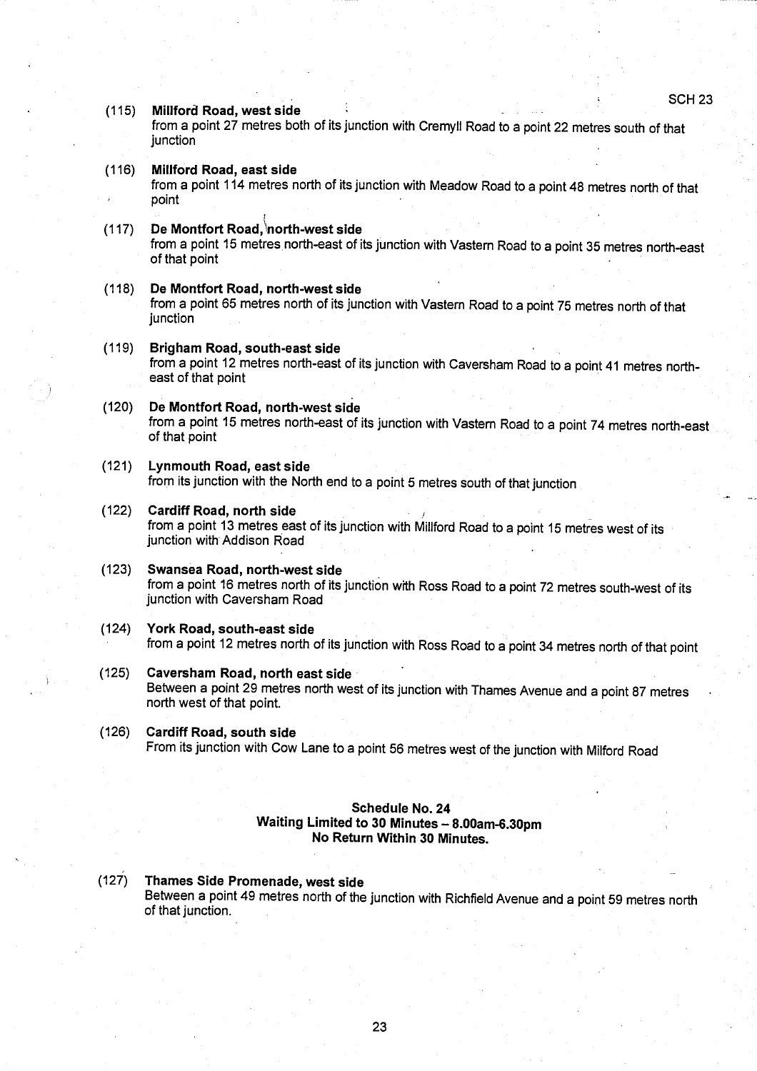**(115) Millford Road, west side**
from a point 27 metres both of its junction with Cremyll Road to a point 22 metres south of that junction

**(116) Millford Road, east side**
from a point 114 metres north of its junction with Meadow Road to a point 48 metres north of that point

**(117) De Montfort Road, north-west side**
from a point 15 metres north-east of its junction with Vastern Road to a point 35 metres north-east of that point

**(118) De Montfort Road, north-west side**
from a point 65 metres north of its junction with Vastern Road to a point 75 metres north of that junction

**(119) Brigham Road, south-east side**
from a point 12 metres north-east of its junction with Caversham Road to a point 41 metres north-east of that point

**(120) De Montfort Road, north-west side**
from a point 15 metres north-east of its junction with Vastern Road to a point 74 metres north-east of that point

**(121) Lynmouth Road, east side**
from its junction with the North end to a point 5 metres south of that junction

**(122) Cardiff Road, north side**
from a point 13 metres east of its junction with Millford Road to a point 15 metres west of its junction with Addison Road

**(123) Swansea Road, north-west side**
from a point 16 metres north of its junction with Ross Road to a point 72 metres south-west of its junction with Caversham Road

**(124) York Road, south-east side**
from a point 12 metres north of its junction with Ross Road to a point 34 metres north of that point

**(125) Caversham Road, north east side**
Between a point 29 metres north west of its junction with Thames Avenue and a point 87 metres north west of that point.

**(126) Cardiff Road, south side**
From its junction with Cow Lane to a point 56 metres west of the junction with Milford Road

## Schedule No. 24
## Waiting Limited to 30 Minutes – 8.00am-6.30pm
## No Return Within 30 Minutes.

**(127) Thames Side Promenade, west side**
Between a point 49 metres north of the junction with Richfield Avenue and a point 59 metres north of that junction.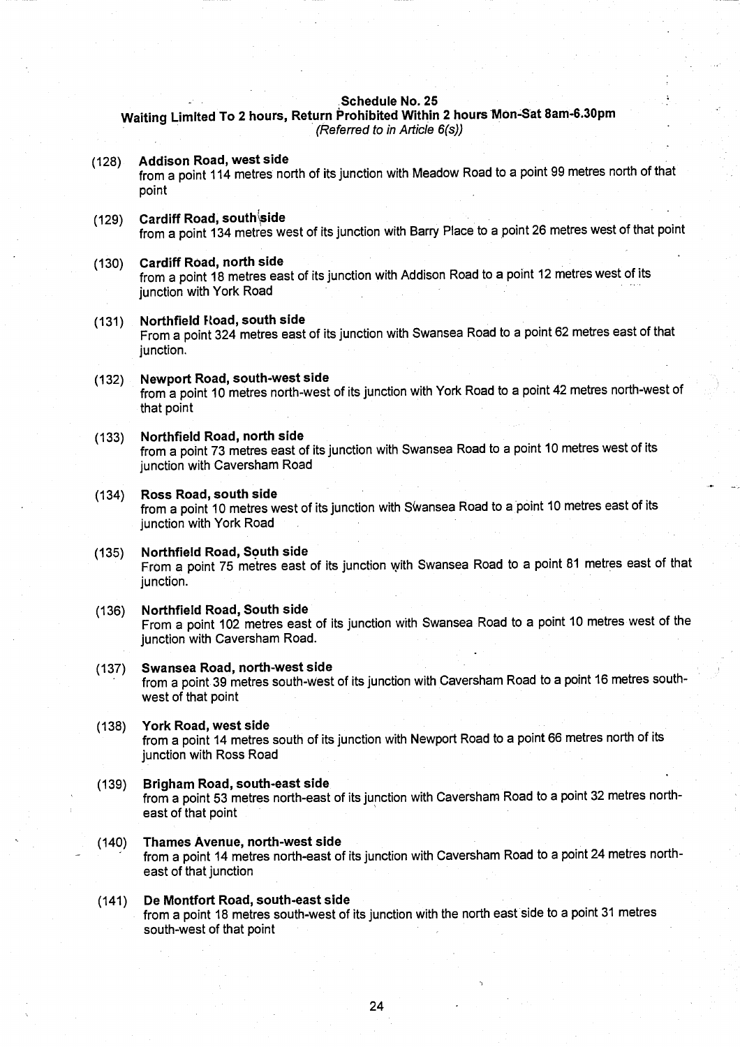## Schedule No. 25

### Waiting Limited To 2 hours, Return Prohibited Within 2 hours Mon-Sat 8am-6.30pm

*(Referred to in Article 6(s))*

(128) **Addison Road, west side**
from a point 114 metres north of its junction with Meadow Road to a point 99 metres north of that point

(129) **Cardiff Road, south side**
from a point 134 metres west of its junction with Barry Place to a point 26 metres west of that point

(130) **Cardiff Road, north side**
from a point 18 metres east of its junction with Addison Road to a point 12 metres west of its junction with York Road

(131) **Northfield Road, south side**
From a point 324 metres east of its junction with Swansea Road to a point 62 metres east of that junction.

(132) **Newport Road, south-west side**
from a point 10 metres north-west of its junction with York Road to a point 42 metres north-west of that point

(133) **Northfield Road, north side**
from a point 73 metres east of its junction with Swansea Road to a point 10 metres west of its junction with Caversham Road

(134) **Ross Road, south side**
from a point 10 metres west of its junction with Swansea Road to a point 10 metres east of its junction with York Road

(135) **Northfield Road, South side**
From a point 75 metres east of its junction with Swansea Road to a point 81 metres east of that junction.

(136) **Northfield Road, South side**
From a point 102 metres east of its junction with Swansea Road to a point 10 metres west of the junction with Caversham Road.

(137) **Swansea Road, north-west side**
from a point 39 metres south-west of its junction with Caversham Road to a point 16 metres south-west of that point

(138) **York Road, west side**
from a point 14 metres south of its junction with Newport Road to a point 66 metres north of its junction with Ross Road

(139) **Brigham Road, south-east side**
from a point 53 metres north-east of its junction with Caversham Road to a point 32 metres north-east of that point

(140) **Thames Avenue, north-west side**
from a point 14 metres north-east of its junction with Caversham Road to a point 24 metres north-east of that junction

(141) **De Montfort Road, south-east side**
from a point 18 metres south-west of its junction with the north east side to a point 31 metres south-west of that point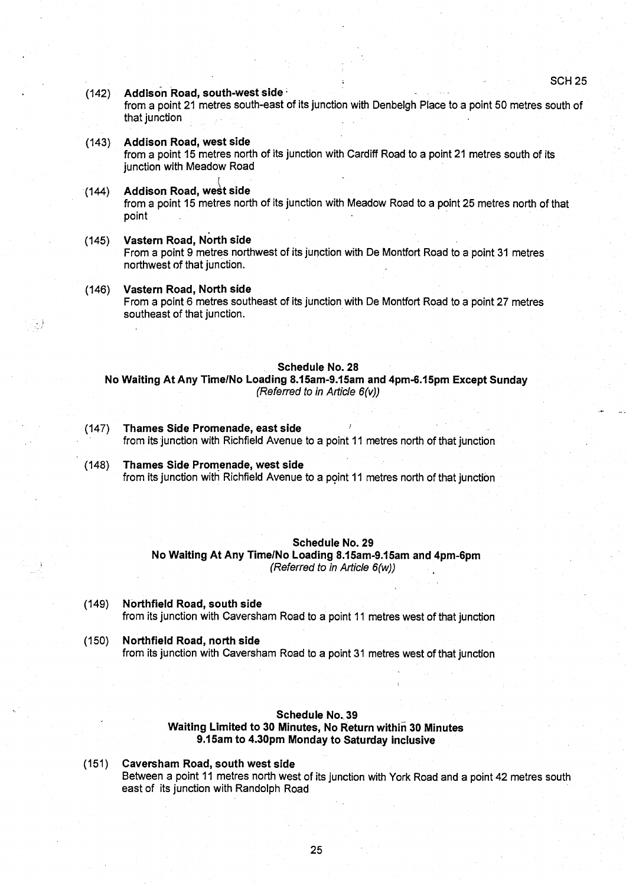(142) **Addison Road, south-west side**
from a point 21 metres south-east of its junction with Denbeigh Place to a point 50 metres south of that junction

(143) **Addison Road, west side**
from a point 15 metres north of its junction with Cardiff Road to a point 21 metres south of its junction with Meadow Road

(144) **Addison Road, west side**
from a point 15 metres north of its junction with Meadow Road to a point 25 metres north of that point

(145) **Vastern Road, North side**
From a point 9 metres northwest of its junction with De Montfort Road to a point 31 metres northwest of that junction.

(146) **Vastern Road, North side**
From a point 6 metres southeast of its junction with De Montfort Road to a point 27 metres southeast of that junction.

## Schedule No. 28
## No Waiting At Any Time/No Loading 8.15am-9.15am and 4pm-6.15pm Except Sunday
*(Referred to in Article 6(v))*

(147) **Thames Side Promenade, east side**
from its junction with Richfield Avenue to a point 11 metres north of that junction

(148) **Thames Side Promenade, west side**
from its junction with Richfield Avenue to a point 11 metres north of that junction

## Schedule No. 29
## No Waiting At Any Time/No Loading 8.15am-9.15am and 4pm-6pm
*(Referred to in Article 6(w))*

(149) **Northfield Road, south side**
from its junction with Caversham Road to a point 11 metres west of that junction

(150) **Northfield Road, north side**
from its junction with Caversham Road to a point 31 metres west of that junction

## Schedule No. 39
## Waiting Limited to 30 Minutes, No Return within 30 Minutes 9.15am to 4.30pm Monday to Saturday inclusive

(151) **Caversham Road, south west side**
Between a point 11 metres north west of its junction with York Road and a point 42 metres south east of its junction with Randolph Road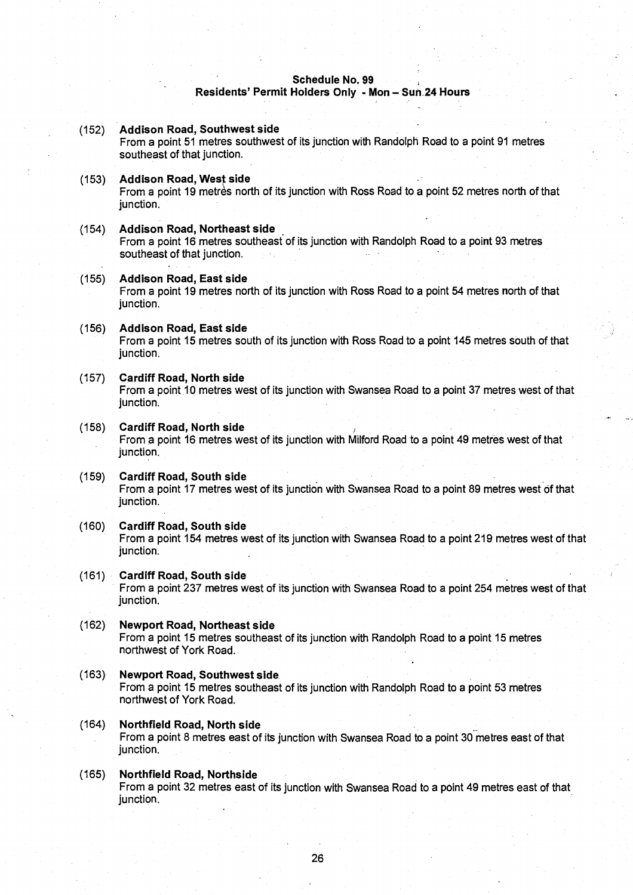## Schedule No. 99
## Residents' Permit Holders Only - Mon – Sun 24 Hours

(152) **Addison Road, Southwest side**
From a point 51 metres southwest of its junction with Randolph Road to a point 91 metres southeast of that junction.

(153) **Addison Road, West side**
From a point 19 metres north of its junction with Ross Road to a point 52 metres north of that junction.

(154) **Addison Road, Northeast side**
From a point 16 metres southeast of its junction with Randolph Road to a point 93 metres southeast of that junction.

(155) **Addison Road, East side**
From a point 19 metres north of its junction with Ross Road to a point 54 metres north of that junction.

(156) **Addison Road, East side**
From a point 15 metres south of its junction with Ross Road to a point 145 metres south of that junction.

(157) **Cardiff Road, North side**
From a point 10 metres west of its junction with Swansea Road to a point 37 metres west of that junction.

(158) **Cardiff Road, North side**
From a point 16 metres west of its junction with Milford Road to a point 49 metres west of that junction.

(159) **Cardiff Road, South side**
From a point 17 metres west of its junction with Swansea Road to a point 89 metres west of that junction.

(160) **Cardiff Road, South side**
From a point 154 metres west of its junction with Swansea Road to a point 219 metres west of that junction.

(161) **Cardiff Road, South side**
From a point 237 metres west of its junction with Swansea Road to a point 254 metres west of that junction.

(162) **Newport Road, Northeast side**
From a point 15 metres southeast of its junction with Randolph Road to a point 15 metres northwest of York Road.

(163) **Newport Road, Southwest side**
From a point 15 metres southeast of its junction with Randolph Road to a point 53 metres northwest of York Road.

(164) **Northfield Road, North side**
From a point 8 metres east of its junction with Swansea Road to a point 30 metres east of that junction.

(165) **Northfield Road, Northside**
From a point 32 metres east of its junction with Swansea Road to a point 49 metres east of that junction.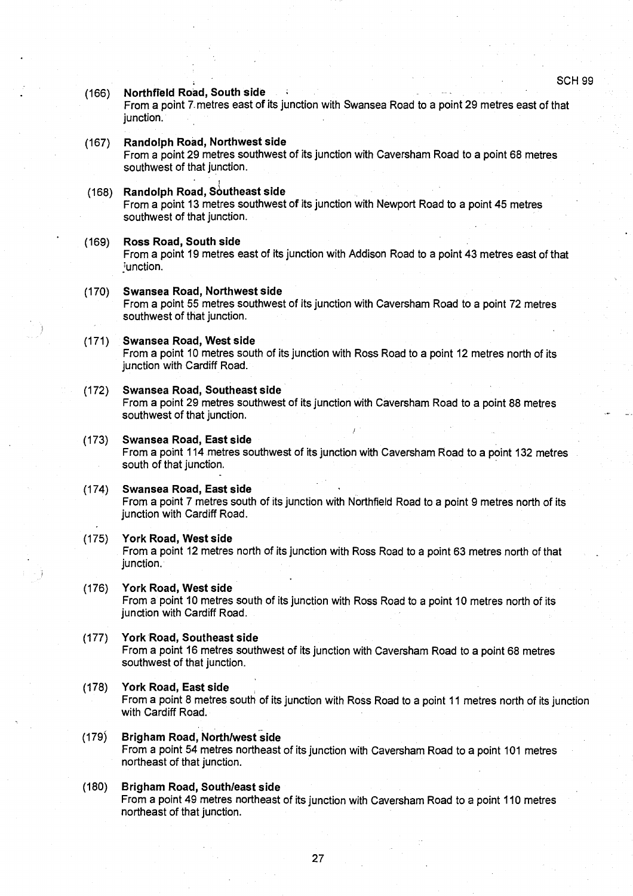(166) **Northfield Road, South side**
From a point 7 metres east of its junction with Swansea Road to a point 29 metres east of that junction.

(167) **Randolph Road, Northwest side**
From a point 29 metres southwest of its junction with Caversham Road to a point 68 metres southwest of that junction.

(168) **Randolph Road, Southeast side**
From a point 13 metres southwest of its junction with Newport Road to a point 45 metres southwest of that junction.

(169) **Ross Road, South side**
From a point 19 metres east of its junction with Addison Road to a point 43 metres east of that junction.

(170) **Swansea Road, Northwest side**
From a point 55 metres southwest of its junction with Caversham Road to a point 72 metres southwest of that junction.

(171) **Swansea Road, West side**
From a point 10 metres south of its junction with Ross Road to a point 12 metres north of its junction with Cardiff Road.

(172) **Swansea Road, Southeast side**
From a point 29 metres southwest of its junction with Caversham Road to a point 88 metres southwest of that junction.

(173) **Swansea Road, East side**
From a point 114 metres southwest of its junction with Caversham Road to a point 132 metres south of that junction.

(174) **Swansea Road, East side**
From a point 7 metres south of its junction with Northfield Road to a point 9 metres north of its junction with Cardiff Road.

(175) **York Road, West side**
From a point 12 metres north of its junction with Ross Road to a point 63 metres north of that junction.

(176) **York Road, West side**
From a point 10 metres south of its junction with Ross Road to a point 10 metres north of its junction with Cardiff Road.

(177) **York Road, Southeast side**
From a point 16 metres southwest of its junction with Caversham Road to a point 68 metres southwest of that junction.

(178) **York Road, East side**
From a point 8 metres south of its junction with Ross Road to a point 11 metres north of its junction with Cardiff Road.

(179) **Brigham Road, North/west side**
From a point 54 metres northeast of its junction with Caversham Road to a point 101 metres northeast of that junction.

(180) **Brigham Road, South/east side**
From a point 49 metres northeast of its junction with Caversham Road to a point 110 metres northeast of that junction.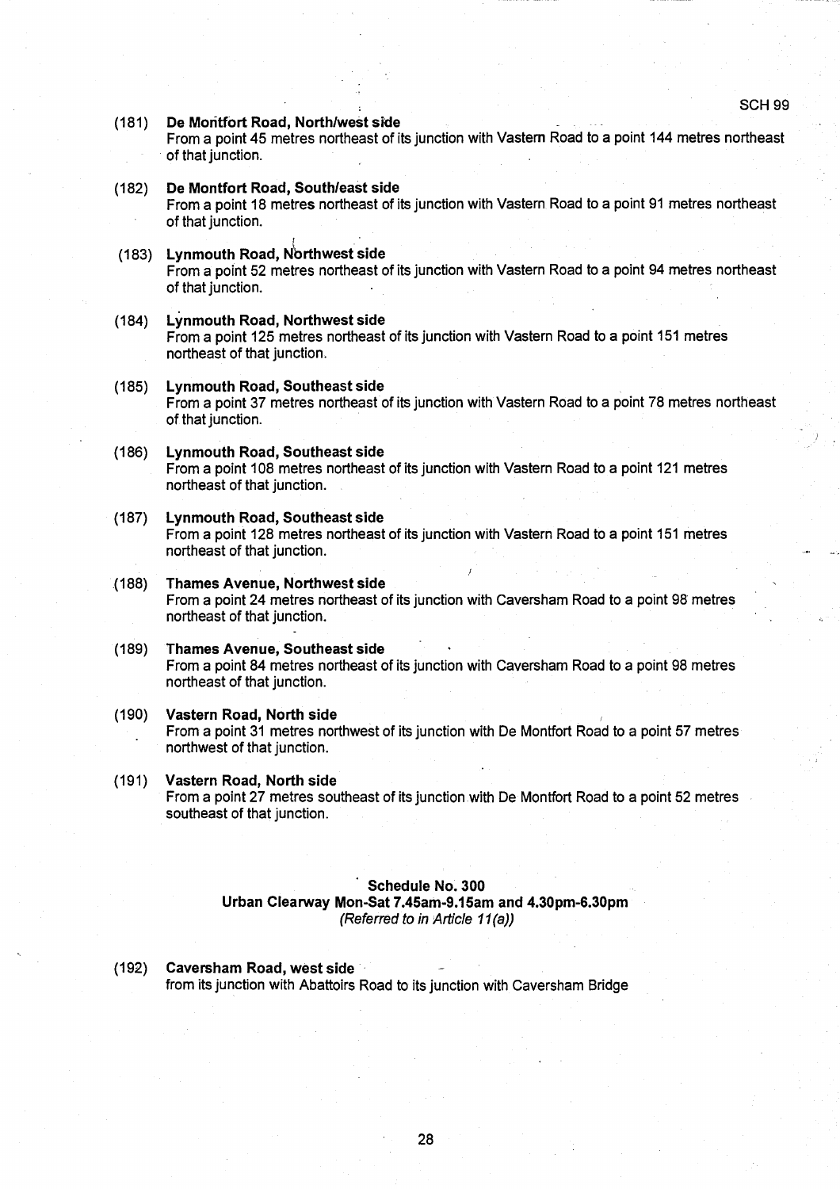(181) **De Montfort Road, North/west side**
From a point 45 metres northeast of its junction with Vastern Road to a point 144 metres northeast of that junction.

(182) **De Montfort Road, South/east side**
From a point 18 metres northeast of its junction with Vastern Road to a point 91 metres northeast of that junction.

(183) **Lynmouth Road, Northwest side**
From a point 52 metres northeast of its junction with Vastern Road to a point 94 metres northeast of that junction.

(184) **Lynmouth Road, Northwest side**
From a point 125 metres northeast of its junction with Vastern Road to a point 151 metres northeast of that junction.

(185) **Lynmouth Road, Southeast side**
From a point 37 metres northeast of its junction with Vastern Road to a point 78 metres northeast of that junction.

(186) **Lynmouth Road, Southeast side**
From a point 108 metres northeast of its junction with Vastern Road to a point 121 metres northeast of that junction.

(187) **Lynmouth Road, Southeast side**
From a point 128 metres northeast of its junction with Vastern Road to a point 151 metres northeast of that junction.

(188) **Thames Avenue, Northwest side**
From a point 24 metres northeast of its junction with Caversham Road to a point 98 metres northeast of that junction.

(189) **Thames Avenue, Southeast side**
From a point 84 metres northeast of its junction with Caversham Road to a point 98 metres northeast of that junction.

(190) **Vastern Road, North side**
From a point 31 metres northwest of its junction with De Montfort Road to a point 57 metres northwest of that junction.

(191) **Vastern Road, North side**
From a point 27 metres southeast of its junction with De Montfort Road to a point 52 metres southeast of that junction.

**Schedule No. 300**
**Urban Clearway Mon-Sat 7.45am-9.15am and 4.30pm-6.30pm**
*(Referred to in Article 11(a))*

(192) **Caversham Road, west side**
from its junction with Abattoirs Road to its junction with Caversham Bridge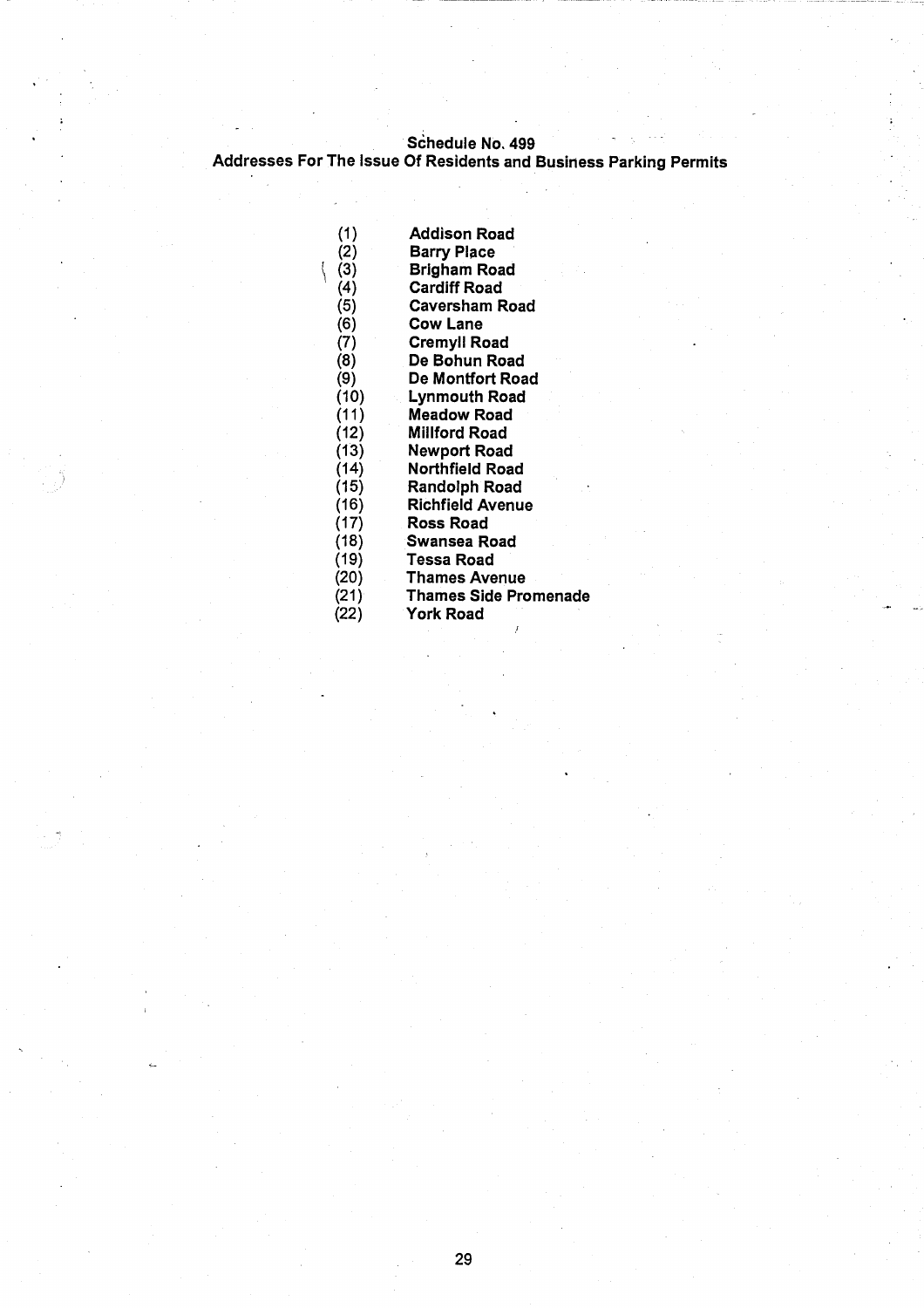# Schedule No. 499

## Addresses For The Issue Of Residents and Business Parking Permits

(1) Addison Road
(2) Barry Place
(3) Brigham Road
(4) Cardiff Road
(5) Caversham Road
(6) Cow Lane
(7) Cremyll Road
(8) De Bohun Road
(9) De Montfort Road
(10) Lynmouth Road
(11) Meadow Road
(12) Millford Road
(13) Newport Road
(14) Northfield Road
(15) Randolph Road
(16) Richfield Avenue
(17) Ross Road
(18) Swansea Road
(19) Tessa Road
(20) Thames Avenue
(21) Thames Side Promenade
(22) York Road